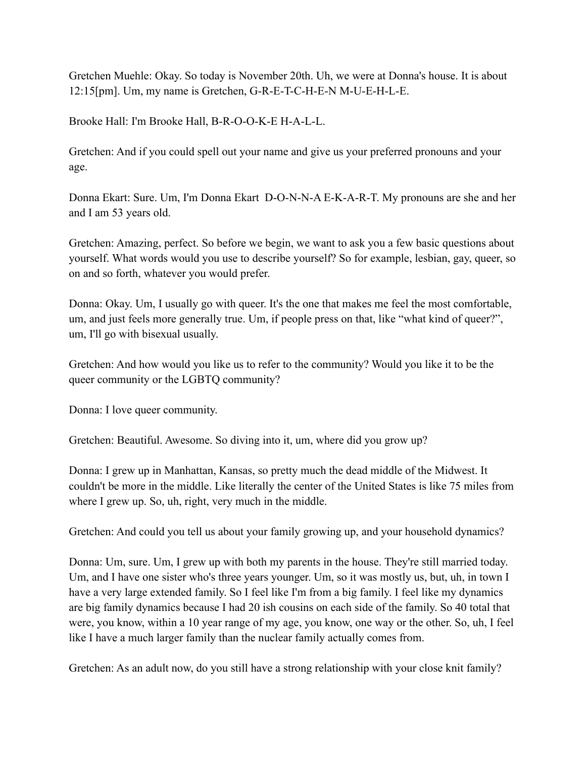Gretchen Muehle: Okay. So today is November 20th. Uh, we were at Donna's house. It is about 12:15[pm]. Um, my name is Gretchen, G-R-E-T-C-H-E-N M-U-E-H-L-E.

Brooke Hall: I'm Brooke Hall, B-R-O-O-K-E H-A-L-L.

Gretchen: And if you could spell out your name and give us your preferred pronouns and your age.

Donna Ekart: Sure. Um, I'm Donna Ekart  D-O-N-N-A E-K-A-R-T. My pronouns are she and her and I am 53 years old.

Gretchen: Amazing, perfect. So before we begin, we want to ask you a few basic questions about yourself. What words would you use to describe yourself? So for example, lesbian, gay, queer, so on and so forth, whatever you would prefer.

Donna: Okay. Um, I usually go with queer. It's the one that makes me feel the most comfortable, um, and just feels more generally true. Um, if people press on that, like "what kind of queer?", um, I'll go with bisexual usually.

Gretchen: And how would you like us to refer to the community? Would you like it to be the queer community or the LGBTQ community?

Donna: I love queer community.

Gretchen: Beautiful. Awesome. So diving into it, um, where did you grow up?

Donna: I grew up in Manhattan, Kansas, so pretty much the dead middle of the Midwest. It couldn't be more in the middle. Like literally the center of the United States is like 75 miles from where I grew up. So, uh, right, very much in the middle.

Gretchen: And could you tell us about your family growing up, and your household dynamics?

Donna: Um, sure. Um, I grew up with both my parents in the house. They're still married today. Um, and I have one sister who's three years younger. Um, so it was mostly us, but, uh, in town I have a very large extended family. So I feel like I'm from a big family. I feel like my dynamics are big family dynamics because I had 20 ish cousins on each side of the family. So 40 total that were, you know, within a 10 year range of my age, you know, one way or the other. So, uh, I feel like I have a much larger family than the nuclear family actually comes from.

Gretchen: As an adult now, do you still have a strong relationship with your close knit family?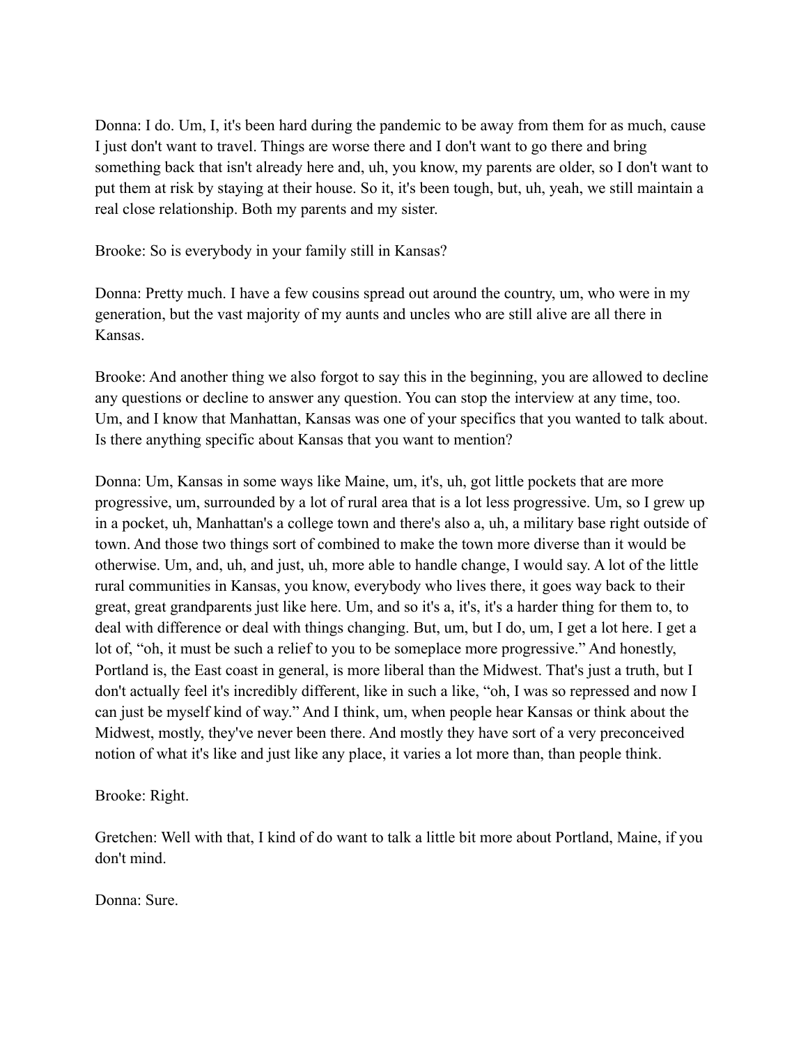Donna: I do. Um, I, it's been hard during the pandemic to be away from them for as much, cause I just don't want to travel. Things are worse there and I don't want to go there and bring something back that isn't already here and, uh, you know, my parents are older, so I don't want to put them at risk by staying at their house. So it, it's been tough, but, uh, yeah, we still maintain a real close relationship. Both my parents and my sister.

Brooke: So is everybody in your family still in Kansas?

Donna: Pretty much. I have a few cousins spread out around the country, um, who were in my generation, but the vast majority of my aunts and uncles who are still alive are all there in Kansas.

Brooke: And another thing we also forgot to say this in the beginning, you are allowed to decline any questions or decline to answer any question. You can stop the interview at any time, too. Um, and I know that Manhattan, Kansas was one of your specifics that you wanted to talk about. Is there anything specific about Kansas that you want to mention?

Donna: Um, Kansas in some ways like Maine, um, it's, uh, got little pockets that are more progressive, um, surrounded by a lot of rural area that is a lot less progressive. Um, so I grew up in a pocket, uh, Manhattan's a college town and there's also a, uh, a military base right outside of town. And those two things sort of combined to make the town more diverse than it would be otherwise. Um, and, uh, and just, uh, more able to handle change, I would say. A lot of the little rural communities in Kansas, you know, everybody who lives there, it goes way back to their great, great grandparents just like here. Um, and so it's a, it's, it's a harder thing for them to, to deal with difference or deal with things changing. But, um, but I do, um, I get a lot here. I get a lot of, "oh, it must be such a relief to you to be someplace more progressive." And honestly, Portland is, the East coast in general, is more liberal than the Midwest. That's just a truth, but I don't actually feel it's incredibly different, like in such a like, "oh, I was so repressed and now I can just be myself kind of way." And I think, um, when people hear Kansas or think about the Midwest, mostly, they've never been there. And mostly they have sort of a very preconceived notion of what it's like and just like any place, it varies a lot more than, than people think.

Brooke: Right.

Gretchen: Well with that, I kind of do want to talk a little bit more about Portland, Maine, if you don't mind.

Donna: Sure.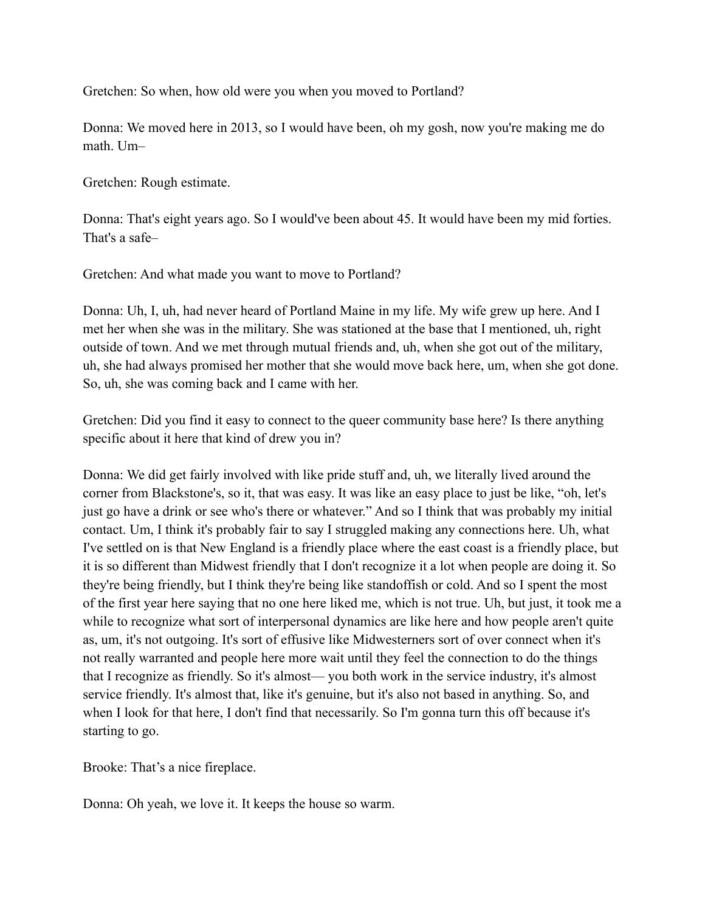Gretchen: So when, how old were you when you moved to Portland?

Donna: We moved here in 2013, so I would have been, oh my gosh, now you're making me do math. Um–

Gretchen: Rough estimate.

Donna: That's eight years ago. So I would've been about 45. It would have been my mid forties. That's a safe–

Gretchen: And what made you want to move to Portland?

Donna: Uh, I, uh, had never heard of Portland Maine in my life. My wife grew up here. And I met her when she was in the military. She was stationed at the base that I mentioned, uh, right outside of town. And we met through mutual friends and, uh, when she got out of the military, uh, she had always promised her mother that she would move back here, um, when she got done. So, uh, she was coming back and I came with her.

Gretchen: Did you find it easy to connect to the queer community base here? Is there anything specific about it here that kind of drew you in?

Donna: We did get fairly involved with like pride stuff and, uh, we literally lived around the corner from Blackstone's, so it, that was easy. It was like an easy place to just be like, "oh, let's just go have a drink or see who's there or whatever." And so I think that was probably my initial contact. Um, I think it's probably fair to say I struggled making any connections here. Uh, what I've settled on is that New England is a friendly place where the east coast is a friendly place, but it is so different than Midwest friendly that I don't recognize it a lot when people are doing it. So they're being friendly, but I think they're being like standoffish or cold. And so I spent the most of the first year here saying that no one here liked me, which is not true. Uh, but just, it took me a while to recognize what sort of interpersonal dynamics are like here and how people aren't quite as, um, it's not outgoing. It's sort of effusive like Midwesterners sort of over connect when it's not really warranted and people here more wait until they feel the connection to do the things that I recognize as friendly. So it's almost— you both work in the service industry, it's almost service friendly. It's almost that, like it's genuine, but it's also not based in anything. So, and when I look for that here, I don't find that necessarily. So I'm gonna turn this off because it's starting to go.

Brooke: That's a nice fireplace.

Donna: Oh yeah, we love it. It keeps the house so warm.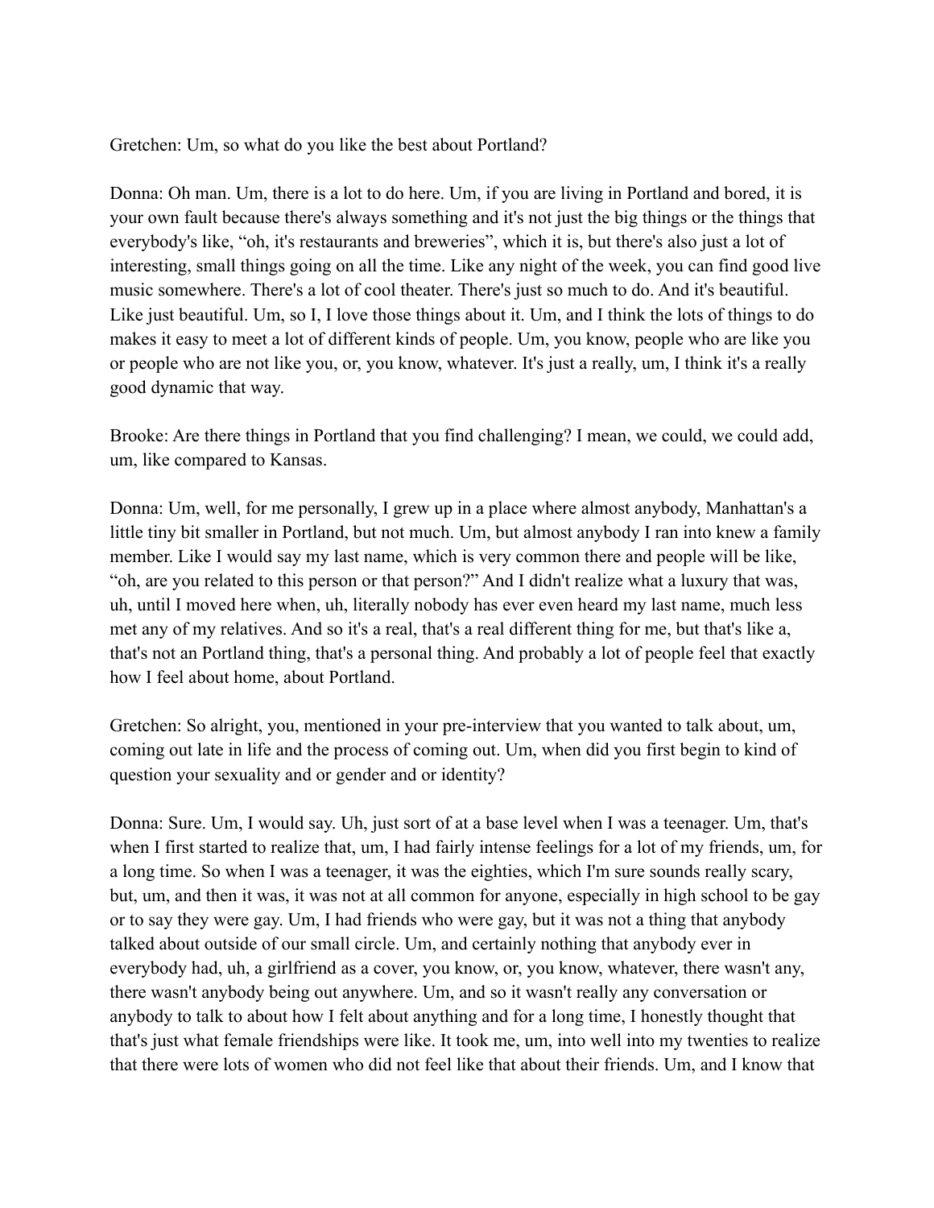Gretchen: Um, so what do you like the best about Portland?

Donna: Oh man. Um, there is a lot to do here. Um, if you are living in Portland and bored, it is your own fault because there's always something and it's not just the big things or the things that everybody's like, "oh, it's restaurants and breweries", which it is, but there's also just a lot of interesting, small things going on all the time. Like any night of the week, you can find good live music somewhere. There's a lot of cool theater. There's just so much to do. And it's beautiful. Like just beautiful. Um, so I, I love those things about it. Um, and I think the lots of things to do makes it easy to meet a lot of different kinds of people. Um, you know, people who are like you or people who are not like you, or, you know, whatever. It's just a really, um, I think it's a really good dynamic that way.

Brooke: Are there things in Portland that you find challenging? I mean, we could, we could add, um, like compared to Kansas.

Donna: Um, well, for me personally, I grew up in a place where almost anybody, Manhattan's a little tiny bit smaller in Portland, but not much. Um, but almost anybody I ran into knew a family member. Like I would say my last name, which is very common there and people will be like, "oh, are you related to this person or that person?" And I didn't realize what a luxury that was, uh, until I moved here when, uh, literally nobody has ever even heard my last name, much less met any of my relatives. And so it's a real, that's a real different thing for me, but that's like a, that's not an Portland thing, that's a personal thing. And probably a lot of people feel that exactly how I feel about home, about Portland.

Gretchen: So alright, you, mentioned in your pre-interview that you wanted to talk about, um, coming out late in life and the process of coming out. Um, when did you first begin to kind of question your sexuality and or gender and or identity?

Donna: Sure. Um, I would say. Uh, just sort of at a base level when I was a teenager. Um, that's when I first started to realize that, um, I had fairly intense feelings for a lot of my friends, um, for a long time. So when I was a teenager, it was the eighties, which I'm sure sounds really scary, but, um, and then it was, it was not at all common for anyone, especially in high school to be gay or to say they were gay. Um, I had friends who were gay, but it was not a thing that anybody talked about outside of our small circle. Um, and certainly nothing that anybody ever in everybody had, uh, a girlfriend as a cover, you know, or, you know, whatever, there wasn't any, there wasn't anybody being out anywhere. Um, and so it wasn't really any conversation or anybody to talk to about how I felt about anything and for a long time, I honestly thought that that's just what female friendships were like. It took me, um, into well into my twenties to realize that there were lots of women who did not feel like that about their friends. Um, and I know that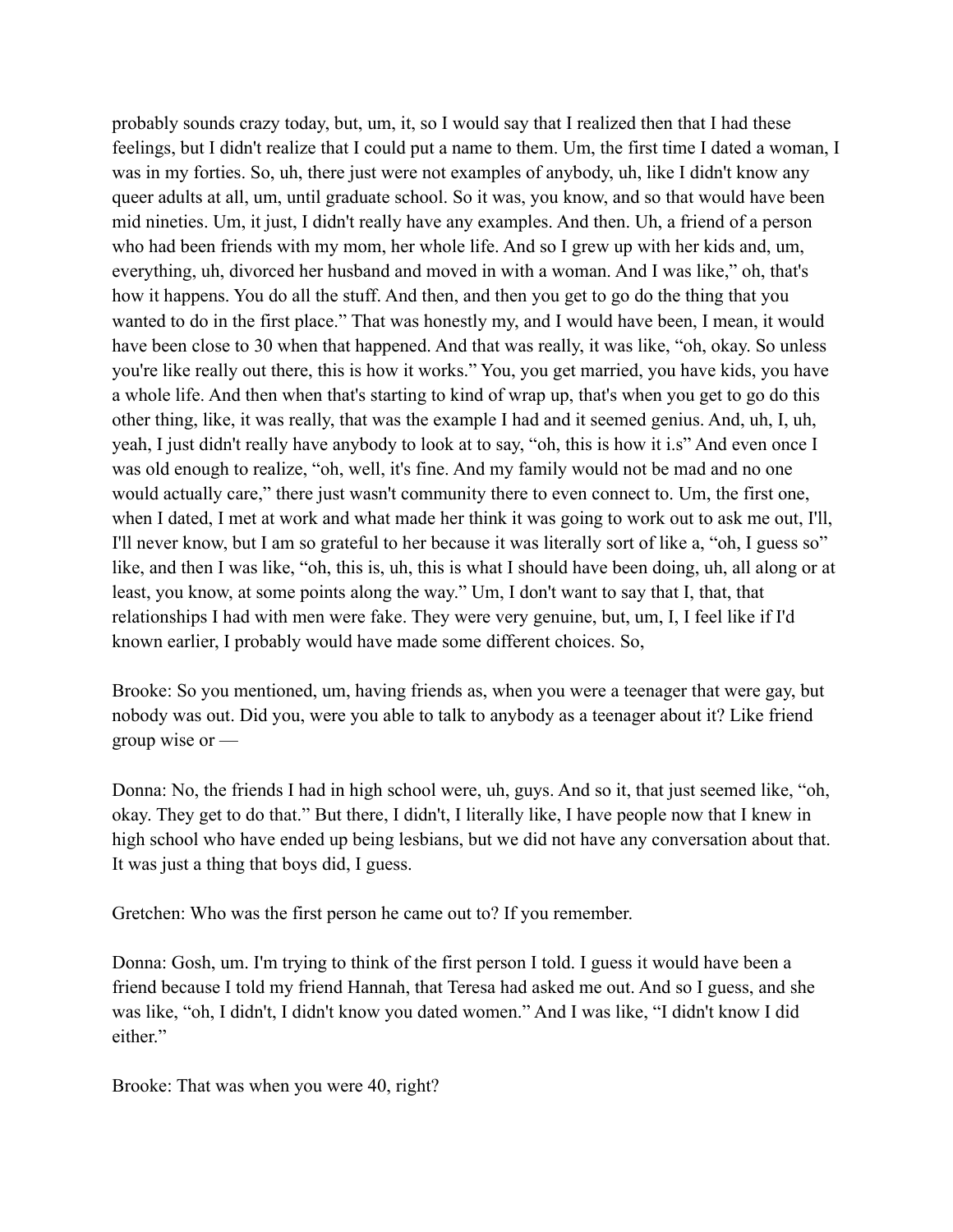probably sounds crazy today, but, um, it, so I would say that I realized then that I had these feelings, but I didn't realize that I could put a name to them. Um, the first time I dated a woman, I was in my forties. So, uh, there just were not examples of anybody, uh, like I didn't know any queer adults at all, um, until graduate school. So it was, you know, and so that would have been mid nineties. Um, it just, I didn't really have any examples. And then. Uh, a friend of a person who had been friends with my mom, her whole life. And so I grew up with her kids and, um, everything, uh, divorced her husband and moved in with a woman. And I was like," oh, that's how it happens. You do all the stuff. And then, and then you get to go do the thing that you wanted to do in the first place." That was honestly my, and I would have been, I mean, it would have been close to 30 when that happened. And that was really, it was like, "oh, okay. So unless you're like really out there, this is how it works." You, you get married, you have kids, you have a whole life. And then when that's starting to kind of wrap up, that's when you get to go do this other thing, like, it was really, that was the example I had and it seemed genius. And, uh, I, uh, yeah, I just didn't really have anybody to look at to say, "oh, this is how it i.s" And even once I was old enough to realize, "oh, well, it's fine. And my family would not be mad and no one would actually care," there just wasn't community there to even connect to. Um, the first one, when I dated, I met at work and what made her think it was going to work out to ask me out, I'll, I'll never know, but I am so grateful to her because it was literally sort of like a, "oh, I guess so" like, and then I was like, "oh, this is, uh, this is what I should have been doing, uh, all along or at least, you know, at some points along the way." Um, I don't want to say that I, that, that relationships I had with men were fake. They were very genuine, but, um, I, I feel like if I'd known earlier, I probably would have made some different choices. So,

Brooke: So you mentioned, um, having friends as, when you were a teenager that were gay, but nobody was out. Did you, were you able to talk to anybody as a teenager about it? Like friend group wise or —

Donna: No, the friends I had in high school were, uh, guys. And so it, that just seemed like, "oh, okay. They get to do that." But there, I didn't, I literally like, I have people now that I knew in high school who have ended up being lesbians, but we did not have any conversation about that. It was just a thing that boys did, I guess.

Gretchen: Who was the first person he came out to? If you remember.

Donna: Gosh, um. I'm trying to think of the first person I told. I guess it would have been a friend because I told my friend Hannah, that Teresa had asked me out. And so I guess, and she was like, "oh, I didn't, I didn't know you dated women." And I was like, "I didn't know I did either."

Brooke: That was when you were 40, right?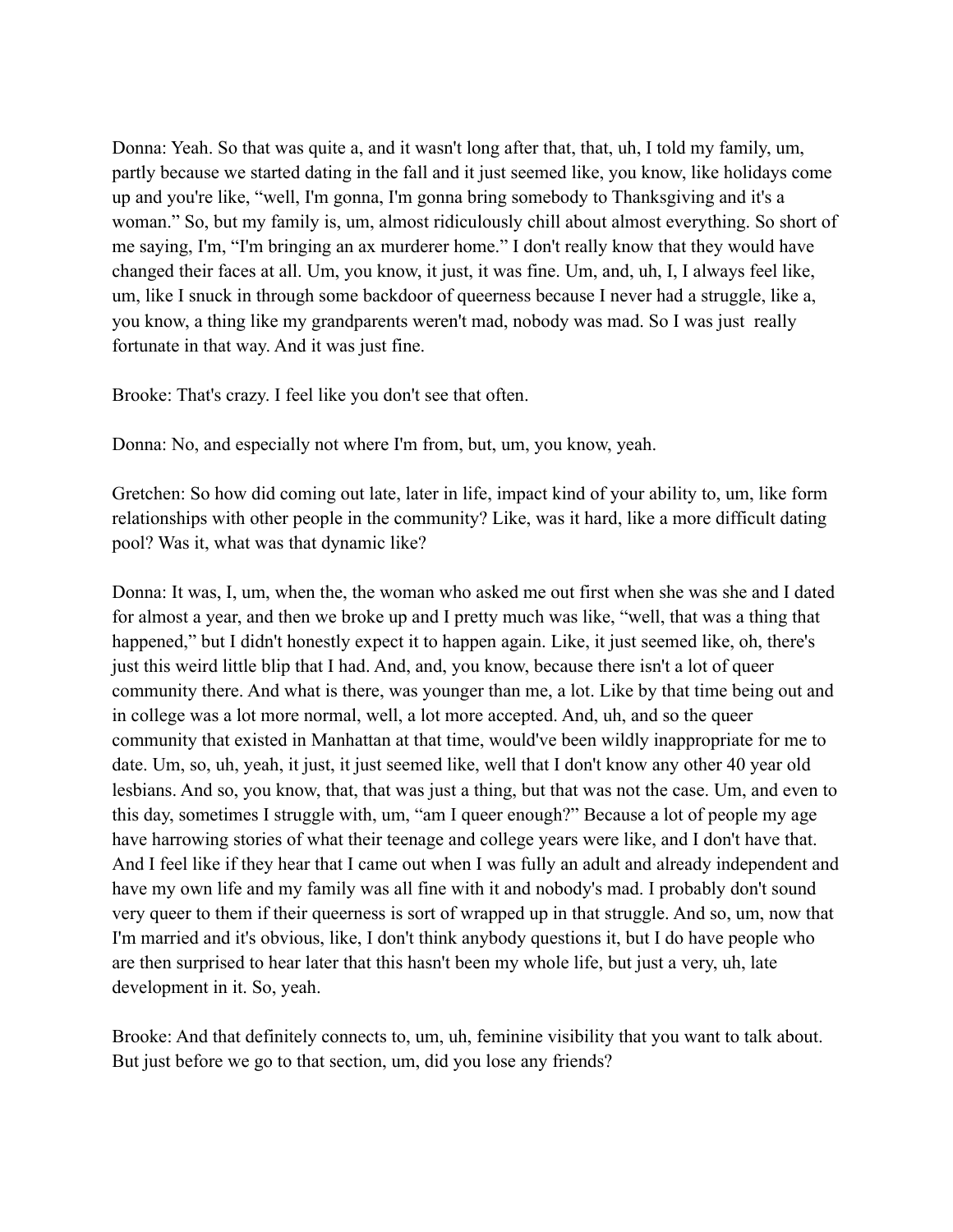Donna: Yeah. So that was quite a, and it wasn't long after that, that, uh, I told my family, um, partly because we started dating in the fall and it just seemed like, you know, like holidays come up and you're like, "well, I'm gonna, I'm gonna bring somebody to Thanksgiving and it's a woman." So, but my family is, um, almost ridiculously chill about almost everything. So short of me saying, I'm, "I'm bringing an ax murderer home." I don't really know that they would have changed their faces at all. Um, you know, it just, it was fine. Um, and, uh, I, I always feel like, um, like I snuck in through some backdoor of queerness because I never had a struggle, like a, you know, a thing like my grandparents weren't mad, nobody was mad. So I was just really fortunate in that way. And it was just fine.

Brooke: That's crazy. I feel like you don't see that often.

Donna: No, and especially not where I'm from, but, um, you know, yeah.

Gretchen: So how did coming out late, later in life, impact kind of your ability to, um, like form relationships with other people in the community? Like, was it hard, like a more difficult dating pool? Was it, what was that dynamic like?

Donna: It was, I, um, when the, the woman who asked me out first when she was she and I dated for almost a year, and then we broke up and I pretty much was like, "well, that was a thing that happened," but I didn't honestly expect it to happen again. Like, it just seemed like, oh, there's just this weird little blip that I had. And, and, you know, because there isn't a lot of queer community there. And what is there, was younger than me, a lot. Like by that time being out and in college was a lot more normal, well, a lot more accepted. And, uh, and so the queer community that existed in Manhattan at that time, would've been wildly inappropriate for me to date. Um, so, uh, yeah, it just, it just seemed like, well that I don't know any other 40 year old lesbians. And so, you know, that, that was just a thing, but that was not the case. Um, and even to this day, sometimes I struggle with, um, "am I queer enough?" Because a lot of people my age have harrowing stories of what their teenage and college years were like, and I don't have that. And I feel like if they hear that I came out when I was fully an adult and already independent and have my own life and my family was all fine with it and nobody's mad. I probably don't sound very queer to them if their queerness is sort of wrapped up in that struggle. And so, um, now that I'm married and it's obvious, like, I don't think anybody questions it, but I do have people who are then surprised to hear later that this hasn't been my whole life, but just a very, uh, late development in it. So, yeah.

Brooke: And that definitely connects to, um, uh, feminine visibility that you want to talk about. But just before we go to that section, um, did you lose any friends?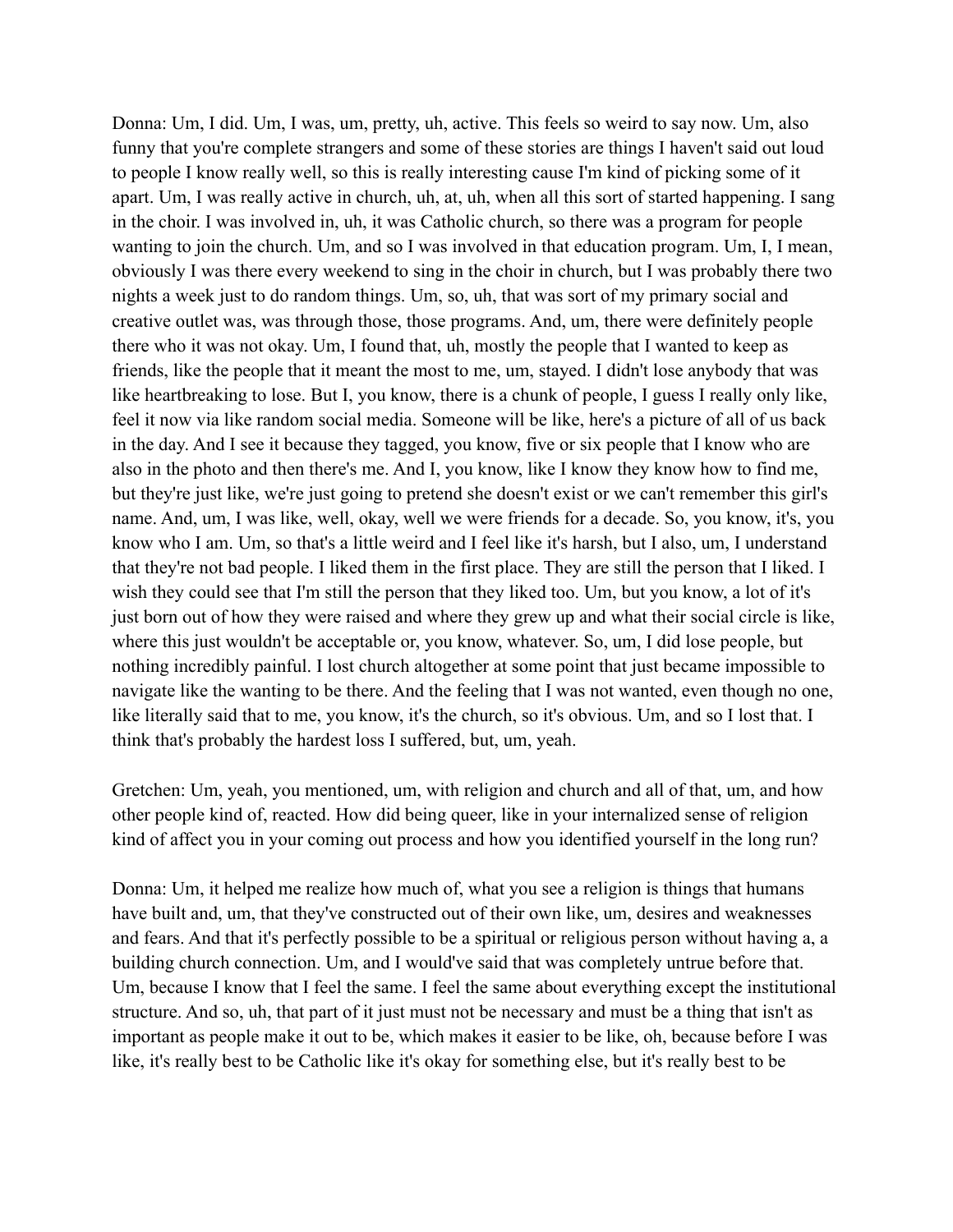Donna: Um, I did. Um, I was, um, pretty, uh, active. This feels so weird to say now. Um, also funny that you're complete strangers and some of these stories are things I haven't said out loud to people I know really well, so this is really interesting cause I'm kind of picking some of it apart. Um, I was really active in church, uh, at, uh, when all this sort of started happening. I sang in the choir. I was involved in, uh, it was Catholic church, so there was a program for people wanting to join the church. Um, and so I was involved in that education program. Um, I, I mean, obviously I was there every weekend to sing in the choir in church, but I was probably there two nights a week just to do random things. Um, so, uh, that was sort of my primary social and creative outlet was, was through those, those programs. And, um, there were definitely people there who it was not okay. Um, I found that, uh, mostly the people that I wanted to keep as friends, like the people that it meant the most to me, um, stayed. I didn't lose anybody that was like heartbreaking to lose. But I, you know, there is a chunk of people, I guess I really only like, feel it now via like random social media. Someone will be like, here's a picture of all of us back in the day. And I see it because they tagged, you know, five or six people that I know who are also in the photo and then there's me. And I, you know, like I know they know how to find me, but they're just like, we're just going to pretend she doesn't exist or we can't remember this girl's name. And, um, I was like, well, okay, well we were friends for a decade. So, you know, it's, you know who I am. Um, so that's a little weird and I feel like it's harsh, but I also, um, I understand that they're not bad people. I liked them in the first place. They are still the person that I liked. I wish they could see that I'm still the person that they liked too. Um, but you know, a lot of it's just born out of how they were raised and where they grew up and what their social circle is like, where this just wouldn't be acceptable or, you know, whatever. So, um, I did lose people, but nothing incredibly painful. I lost church altogether at some point that just became impossible to navigate like the wanting to be there. And the feeling that I was not wanted, even though no one, like literally said that to me, you know, it's the church, so it's obvious. Um, and so I lost that. I think that's probably the hardest loss I suffered, but, um, yeah.

Gretchen: Um, yeah, you mentioned, um, with religion and church and all of that, um, and how other people kind of, reacted. How did being queer, like in your internalized sense of religion kind of affect you in your coming out process and how you identified yourself in the long run?

Donna: Um, it helped me realize how much of, what you see a religion is things that humans have built and, um, that they've constructed out of their own like, um, desires and weaknesses and fears. And that it's perfectly possible to be a spiritual or religious person without having a, a building church connection. Um, and I would've said that was completely untrue before that. Um, because I know that I feel the same. I feel the same about everything except the institutional structure. And so, uh, that part of it just must not be necessary and must be a thing that isn't as important as people make it out to be, which makes it easier to be like, oh, because before I was like, it's really best to be Catholic like it's okay for something else, but it's really best to be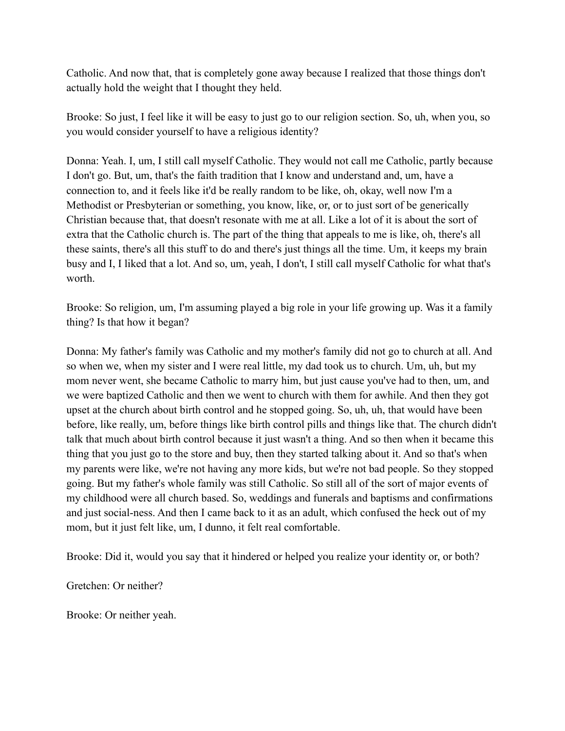Catholic. And now that, that is completely gone away because I realized that those things don't actually hold the weight that I thought they held.

Brooke: So just, I feel like it will be easy to just go to our religion section. So, uh, when you, so you would consider yourself to have a religious identity?

Donna: Yeah. I, um, I still call myself Catholic. They would not call me Catholic, partly because I don't go. But, um, that's the faith tradition that I know and understand and, um, have a connection to, and it feels like it'd be really random to be like, oh, okay, well now I'm a Methodist or Presbyterian or something, you know, like, or, or to just sort of be generically Christian because that, that doesn't resonate with me at all. Like a lot of it is about the sort of extra that the Catholic church is. The part of the thing that appeals to me is like, oh, there's all these saints, there's all this stuff to do and there's just things all the time. Um, it keeps my brain busy and I, I liked that a lot. And so, um, yeah, I don't, I still call myself Catholic for what that's worth.

Brooke: So religion, um, I'm assuming played a big role in your life growing up. Was it a family thing? Is that how it began?

Donna: My father's family was Catholic and my mother's family did not go to church at all. And so when we, when my sister and I were real little, my dad took us to church. Um, uh, but my mom never went, she became Catholic to marry him, but just cause you've had to then, um, and we were baptized Catholic and then we went to church with them for awhile. And then they got upset at the church about birth control and he stopped going. So, uh, uh, that would have been before, like really, um, before things like birth control pills and things like that. The church didn't talk that much about birth control because it just wasn't a thing. And so then when it became this thing that you just go to the store and buy, then they started talking about it. And so that's when my parents were like, we're not having any more kids, but we're not bad people. So they stopped going. But my father's whole family was still Catholic. So still all of the sort of major events of my childhood were all church based. So, weddings and funerals and baptisms and confirmations and just social-ness. And then I came back to it as an adult, which confused the heck out of my mom, but it just felt like, um, I dunno, it felt real comfortable.

Brooke: Did it, would you say that it hindered or helped you realize your identity or, or both?

Gretchen: Or neither?

Brooke: Or neither yeah.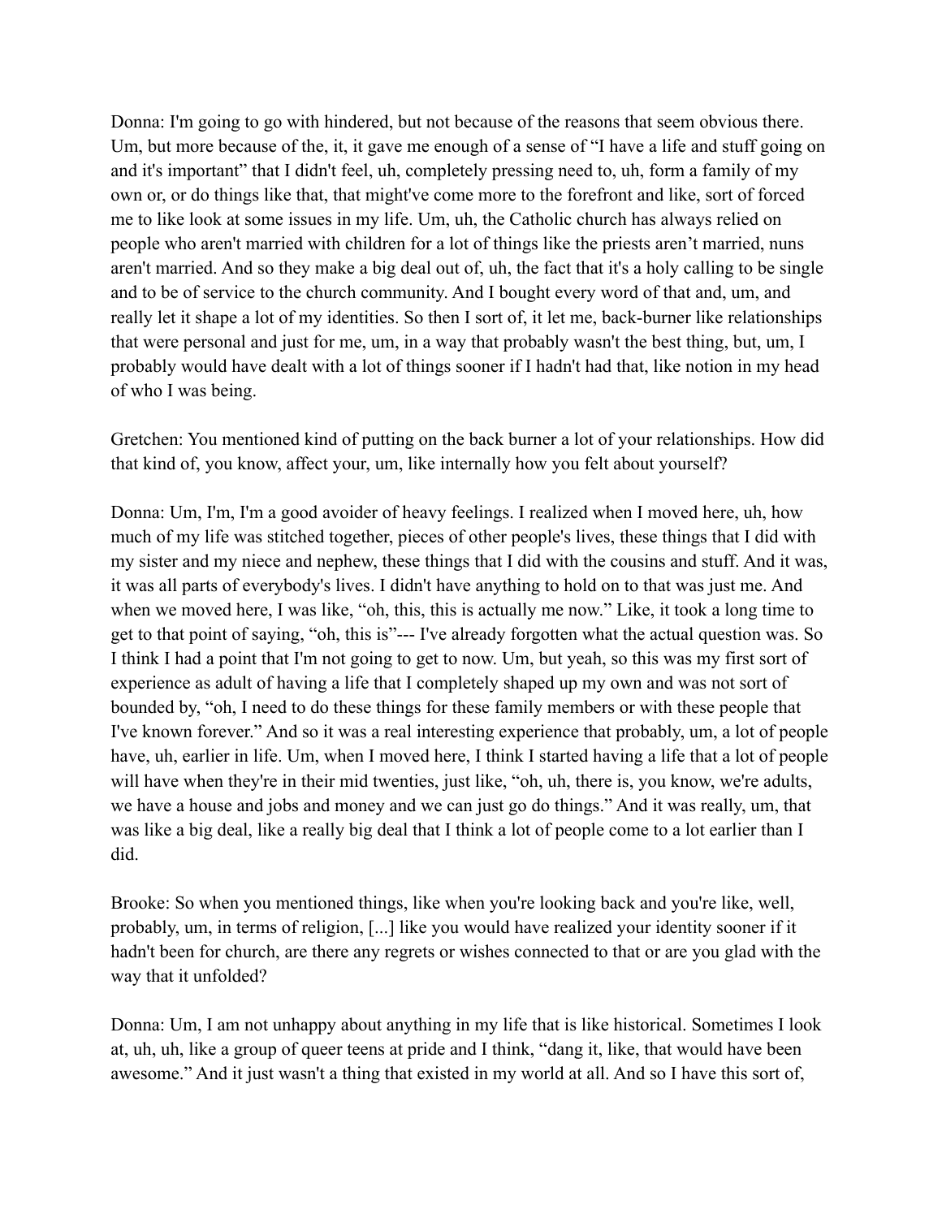Donna: I'm going to go with hindered, but not because of the reasons that seem obvious there. Um, but more because of the, it, it gave me enough of a sense of "I have a life and stuff going on and it's important" that I didn't feel, uh, completely pressing need to, uh, form a family of my own or, or do things like that, that might've come more to the forefront and like, sort of forced me to like look at some issues in my life. Um, uh, the Catholic church has always relied on people who aren't married with children for a lot of things like the priests aren't married, nuns aren't married. And so they make a big deal out of, uh, the fact that it's a holy calling to be single and to be of service to the church community. And I bought every word of that and, um, and really let it shape a lot of my identities. So then I sort of, it let me, back-burner like relationships that were personal and just for me, um, in a way that probably wasn't the best thing, but, um, I probably would have dealt with a lot of things sooner if I hadn't had that, like notion in my head of who I was being.

Gretchen: You mentioned kind of putting on the back burner a lot of your relationships. How did that kind of, you know, affect your, um, like internally how you felt about yourself?

Donna: Um, I'm, I'm a good avoider of heavy feelings. I realized when I moved here, uh, how much of my life was stitched together, pieces of other people's lives, these things that I did with my sister and my niece and nephew, these things that I did with the cousins and stuff. And it was, it was all parts of everybody's lives. I didn't have anything to hold on to that was just me. And when we moved here, I was like, "oh, this, this is actually me now." Like, it took a long time to get to that point of saying, "oh, this is"--- I've already forgotten what the actual question was. So I think I had a point that I'm not going to get to now. Um, but yeah, so this was my first sort of experience as adult of having a life that I completely shaped up my own and was not sort of bounded by, "oh, I need to do these things for these family members or with these people that I've known forever." And so it was a real interesting experience that probably, um, a lot of people have, uh, earlier in life. Um, when I moved here, I think I started having a life that a lot of people will have when they're in their mid twenties, just like, "oh, uh, there is, you know, we're adults, we have a house and jobs and money and we can just go do things." And it was really, um, that was like a big deal, like a really big deal that I think a lot of people come to a lot earlier than I did.

Brooke: So when you mentioned things, like when you're looking back and you're like, well, probably, um, in terms of religion, [...] like you would have realized your identity sooner if it hadn't been for church, are there any regrets or wishes connected to that or are you glad with the way that it unfolded?

Donna: Um, I am not unhappy about anything in my life that is like historical. Sometimes I look at, uh, uh, like a group of queer teens at pride and I think, "dang it, like, that would have been awesome." And it just wasn't a thing that existed in my world at all. And so I have this sort of,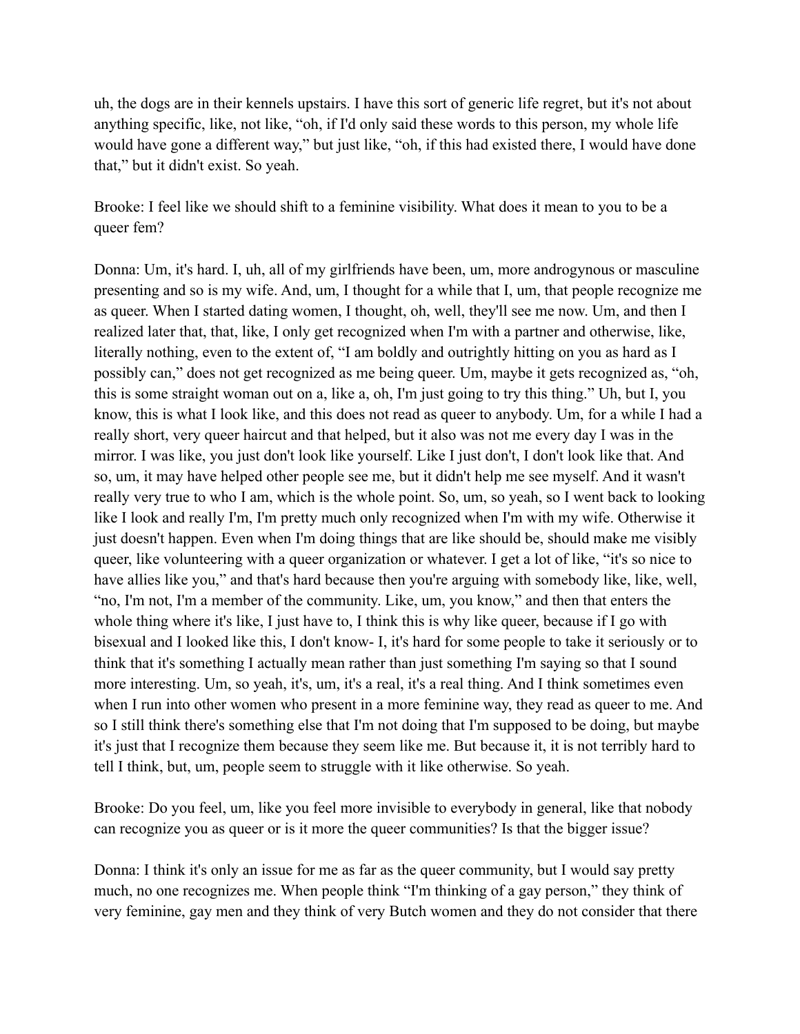uh, the dogs are in their kennels upstairs. I have this sort of generic life regret, but it's not about anything specific, like, not like, "oh, if I'd only said these words to this person, my whole life would have gone a different way," but just like, "oh, if this had existed there, I would have done that," but it didn't exist. So yeah.

Brooke: I feel like we should shift to a feminine visibility. What does it mean to you to be a queer fem?

Donna: Um, it's hard. I, uh, all of my girlfriends have been, um, more androgynous or masculine presenting and so is my wife. And, um, I thought for a while that I, um, that people recognize me as queer. When I started dating women, I thought, oh, well, they'll see me now. Um, and then I realized later that, that, like, I only get recognized when I'm with a partner and otherwise, like, literally nothing, even to the extent of, "I am boldly and outrightly hitting on you as hard as I possibly can," does not get recognized as me being queer. Um, maybe it gets recognized as, "oh, this is some straight woman out on a, like a, oh, I'm just going to try this thing." Uh, but I, you know, this is what I look like, and this does not read as queer to anybody. Um, for a while I had a really short, very queer haircut and that helped, but it also was not me every day I was in the mirror. I was like, you just don't look like yourself. Like I just don't, I don't look like that. And so, um, it may have helped other people see me, but it didn't help me see myself. And it wasn't really very true to who I am, which is the whole point. So, um, so yeah, so I went back to looking like I look and really I'm, I'm pretty much only recognized when I'm with my wife. Otherwise it just doesn't happen. Even when I'm doing things that are like should be, should make me visibly queer, like volunteering with a queer organization or whatever. I get a lot of like, "it's so nice to have allies like you," and that's hard because then you're arguing with somebody like, like, well, "no, I'm not, I'm a member of the community. Like, um, you know," and then that enters the whole thing where it's like, I just have to, I think this is why like queer, because if I go with bisexual and I looked like this, I don't know- I, it's hard for some people to take it seriously or to think that it's something I actually mean rather than just something I'm saying so that I sound more interesting. Um, so yeah, it's, um, it's a real, it's a real thing. And I think sometimes even when I run into other women who present in a more feminine way, they read as queer to me. And so I still think there's something else that I'm not doing that I'm supposed to be doing, but maybe it's just that I recognize them because they seem like me. But because it, it is not terribly hard to tell I think, but, um, people seem to struggle with it like otherwise. So yeah.

Brooke: Do you feel, um, like you feel more invisible to everybody in general, like that nobody can recognize you as queer or is it more the queer communities? Is that the bigger issue?

Donna: I think it's only an issue for me as far as the queer community, but I would say pretty much, no one recognizes me. When people think "I'm thinking of a gay person," they think of very feminine, gay men and they think of very Butch women and they do not consider that there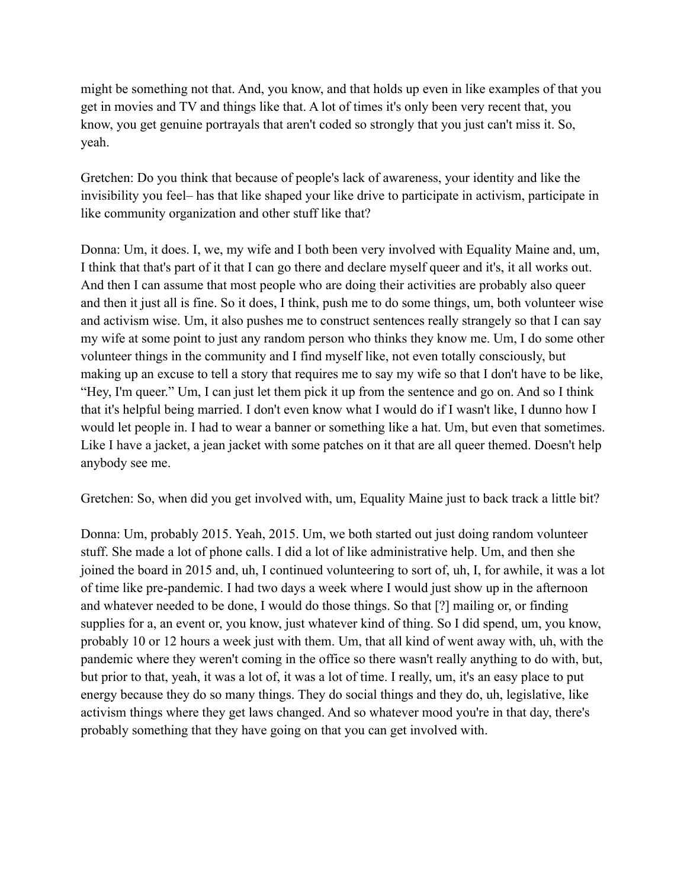might be something not that. And, you know, and that holds up even in like examples of that you get in movies and TV and things like that. A lot of times it's only been very recent that, you know, you get genuine portrayals that aren't coded so strongly that you just can't miss it. So, yeah.

Gretchen: Do you think that because of people's lack of awareness, your identity and like the invisibility you feel– has that like shaped your like drive to participate in activism, participate in like community organization and other stuff like that?

Donna: Um, it does. I, we, my wife and I both been very involved with Equality Maine and, um, I think that that's part of it that I can go there and declare myself queer and it's, it all works out. And then I can assume that most people who are doing their activities are probably also queer and then it just all is fine. So it does, I think, push me to do some things, um, both volunteer wise and activism wise. Um, it also pushes me to construct sentences really strangely so that I can say my wife at some point to just any random person who thinks they know me. Um, I do some other volunteer things in the community and I find myself like, not even totally consciously, but making up an excuse to tell a story that requires me to say my wife so that I don't have to be like, "Hey, I'm queer." Um, I can just let them pick it up from the sentence and go on. And so I think that it's helpful being married. I don't even know what I would do if I wasn't like, I dunno how I would let people in. I had to wear a banner or something like a hat. Um, but even that sometimes. Like I have a jacket, a jean jacket with some patches on it that are all queer themed. Doesn't help anybody see me.

Gretchen: So, when did you get involved with, um, Equality Maine just to back track a little bit?

Donna: Um, probably 2015. Yeah, 2015. Um, we both started out just doing random volunteer stuff. She made a lot of phone calls. I did a lot of like administrative help. Um, and then she joined the board in 2015 and, uh, I continued volunteering to sort of, uh, I, for awhile, it was a lot of time like pre-pandemic. I had two days a week where I would just show up in the afternoon and whatever needed to be done, I would do those things. So that [?] mailing or, or finding supplies for a, an event or, you know, just whatever kind of thing. So I did spend, um, you know, probably 10 or 12 hours a week just with them. Um, that all kind of went away with, uh, with the pandemic where they weren't coming in the office so there wasn't really anything to do with, but, but prior to that, yeah, it was a lot of, it was a lot of time. I really, um, it's an easy place to put energy because they do so many things. They do social things and they do, uh, legislative, like activism things where they get laws changed. And so whatever mood you're in that day, there's probably something that they have going on that you can get involved with.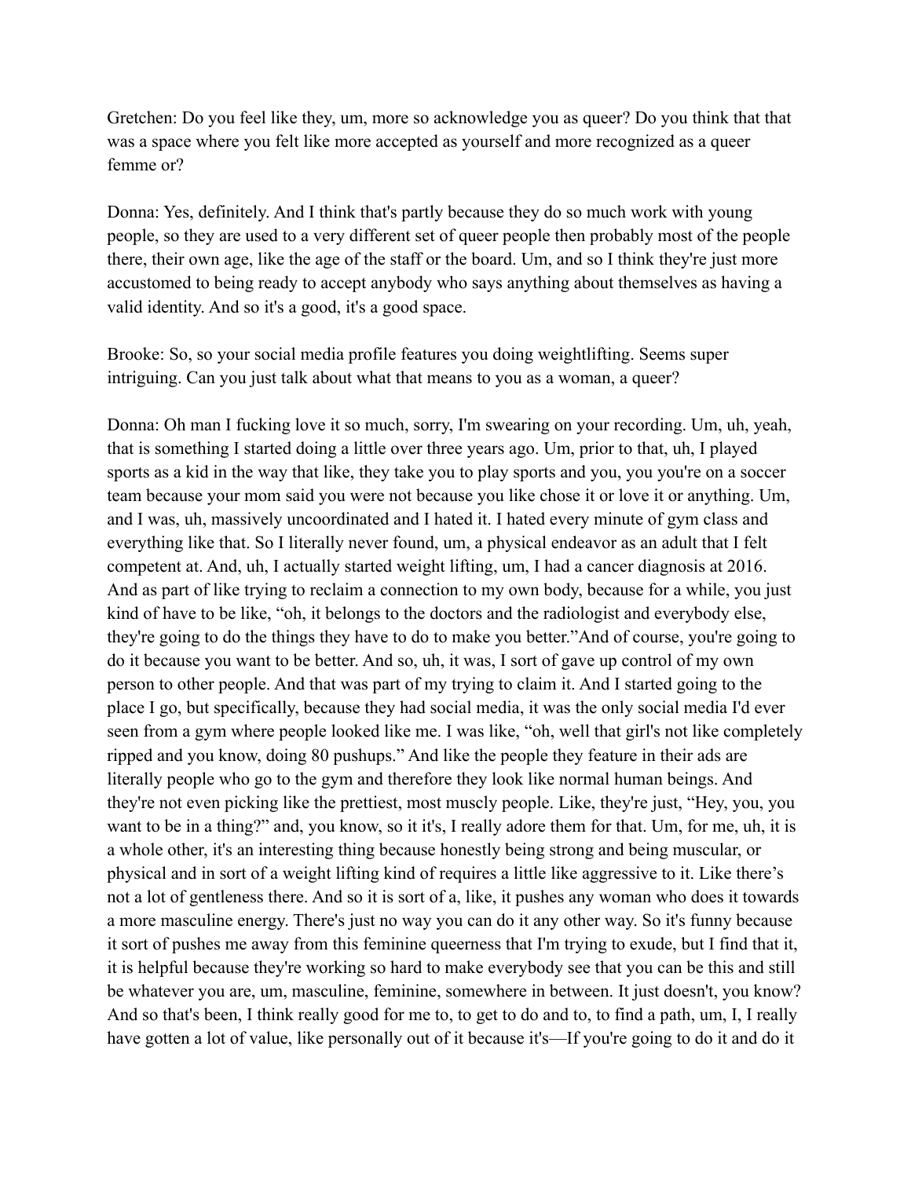Gretchen: Do you feel like they, um, more so acknowledge you as queer? Do you think that that was a space where you felt like more accepted as yourself and more recognized as a queer femme or?

Donna: Yes, definitely. And I think that's partly because they do so much work with young people, so they are used to a very different set of queer people then probably most of the people there, their own age, like the age of the staff or the board. Um, and so I think they're just more accustomed to being ready to accept anybody who says anything about themselves as having a valid identity. And so it's a good, it's a good space.

Brooke: So, so your social media profile features you doing weightlifting. Seems super intriguing. Can you just talk about what that means to you as a woman, a queer?

Donna: Oh man I fucking love it so much, sorry, I'm swearing on your recording. Um, uh, yeah, that is something I started doing a little over three years ago. Um, prior to that, uh, I played sports as a kid in the way that like, they take you to play sports and you, you you're on a soccer team because your mom said you were not because you like chose it or love it or anything. Um, and I was, uh, massively uncoordinated and I hated it. I hated every minute of gym class and everything like that. So I literally never found, um, a physical endeavor as an adult that I felt competent at. And, uh, I actually started weight lifting, um, I had a cancer diagnosis at 2016. And as part of like trying to reclaim a connection to my own body, because for a while, you just kind of have to be like, "oh, it belongs to the doctors and the radiologist and everybody else, they're going to do the things they have to do to make you better."And of course, you're going to do it because you want to be better. And so, uh, it was, I sort of gave up control of my own person to other people. And that was part of my trying to claim it. And I started going to the place I go, but specifically, because they had social media, it was the only social media I'd ever seen from a gym where people looked like me. I was like, "oh, well that girl's not like completely ripped and you know, doing 80 pushups." And like the people they feature in their ads are literally people who go to the gym and therefore they look like normal human beings. And they're not even picking like the prettiest, most muscly people. Like, they're just, "Hey, you, you want to be in a thing?" and, you know, so it it's, I really adore them for that. Um, for me, uh, it is a whole other, it's an interesting thing because honestly being strong and being muscular, or physical and in sort of a weight lifting kind of requires a little like aggressive to it. Like there's not a lot of gentleness there. And so it is sort of a, like, it pushes any woman who does it towards a more masculine energy. There's just no way you can do it any other way. So it's funny because it sort of pushes me away from this feminine queerness that I'm trying to exude, but I find that it, it is helpful because they're working so hard to make everybody see that you can be this and still be whatever you are, um, masculine, feminine, somewhere in between. It just doesn't, you know? And so that's been, I think really good for me to, to get to do and to, to find a path, um, I, I really have gotten a lot of value, like personally out of it because it's—If you're going to do it and do it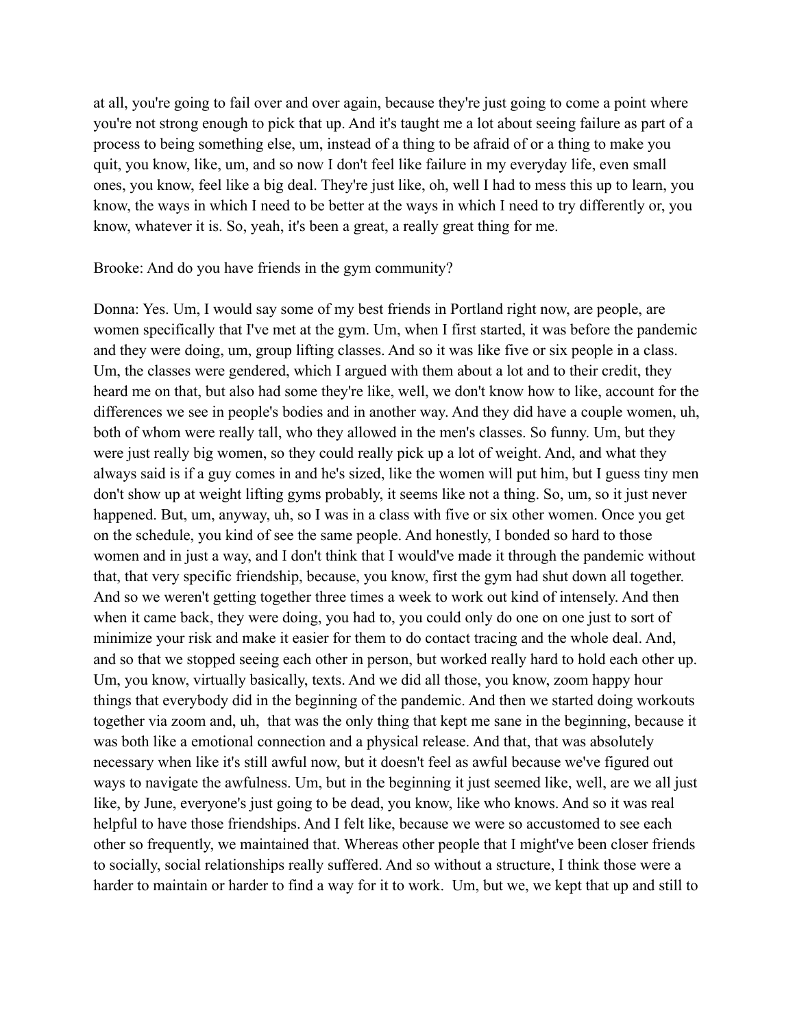at all, you're going to fail over and over again, because they're just going to come a point where you're not strong enough to pick that up. And it's taught me a lot about seeing failure as part of a process to being something else, um, instead of a thing to be afraid of or a thing to make you quit, you know, like, um, and so now I don't feel like failure in my everyday life, even small ones, you know, feel like a big deal. They're just like, oh, well I had to mess this up to learn, you know, the ways in which I need to be better at the ways in which I need to try differently or, you know, whatever it is. So, yeah, it's been a great, a really great thing for me.

Brooke: And do you have friends in the gym community?

Donna: Yes. Um, I would say some of my best friends in Portland right now, are people, are women specifically that I've met at the gym. Um, when I first started, it was before the pandemic and they were doing, um, group lifting classes. And so it was like five or six people in a class. Um, the classes were gendered, which I argued with them about a lot and to their credit, they heard me on that, but also had some they're like, well, we don't know how to like, account for the differences we see in people's bodies and in another way. And they did have a couple women, uh, both of whom were really tall, who they allowed in the men's classes. So funny. Um, but they were just really big women, so they could really pick up a lot of weight. And, and what they always said is if a guy comes in and he's sized, like the women will put him, but I guess tiny men don't show up at weight lifting gyms probably, it seems like not a thing. So, um, so it just never happened. But, um, anyway, uh, so I was in a class with five or six other women. Once you get on the schedule, you kind of see the same people. And honestly, I bonded so hard to those women and in just a way, and I don't think that I would've made it through the pandemic without that, that very specific friendship, because, you know, first the gym had shut down all together. And so we weren't getting together three times a week to work out kind of intensely. And then when it came back, they were doing, you had to, you could only do one on one just to sort of minimize your risk and make it easier for them to do contact tracing and the whole deal. And, and so that we stopped seeing each other in person, but worked really hard to hold each other up. Um, you know, virtually basically, texts. And we did all those, you know, zoom happy hour things that everybody did in the beginning of the pandemic. And then we started doing workouts together via zoom and, uh, that was the only thing that kept me sane in the beginning, because it was both like a emotional connection and a physical release. And that, that was absolutely necessary when like it's still awful now, but it doesn't feel as awful because we've figured out ways to navigate the awfulness. Um, but in the beginning it just seemed like, well, are we all just like, by June, everyone's just going to be dead, you know, like who knows. And so it was real helpful to have those friendships. And I felt like, because we were so accustomed to see each other so frequently, we maintained that. Whereas other people that I might've been closer friends to socially, social relationships really suffered. And so without a structure, I think those were a harder to maintain or harder to find a way for it to work. Um, but we, we kept that up and still to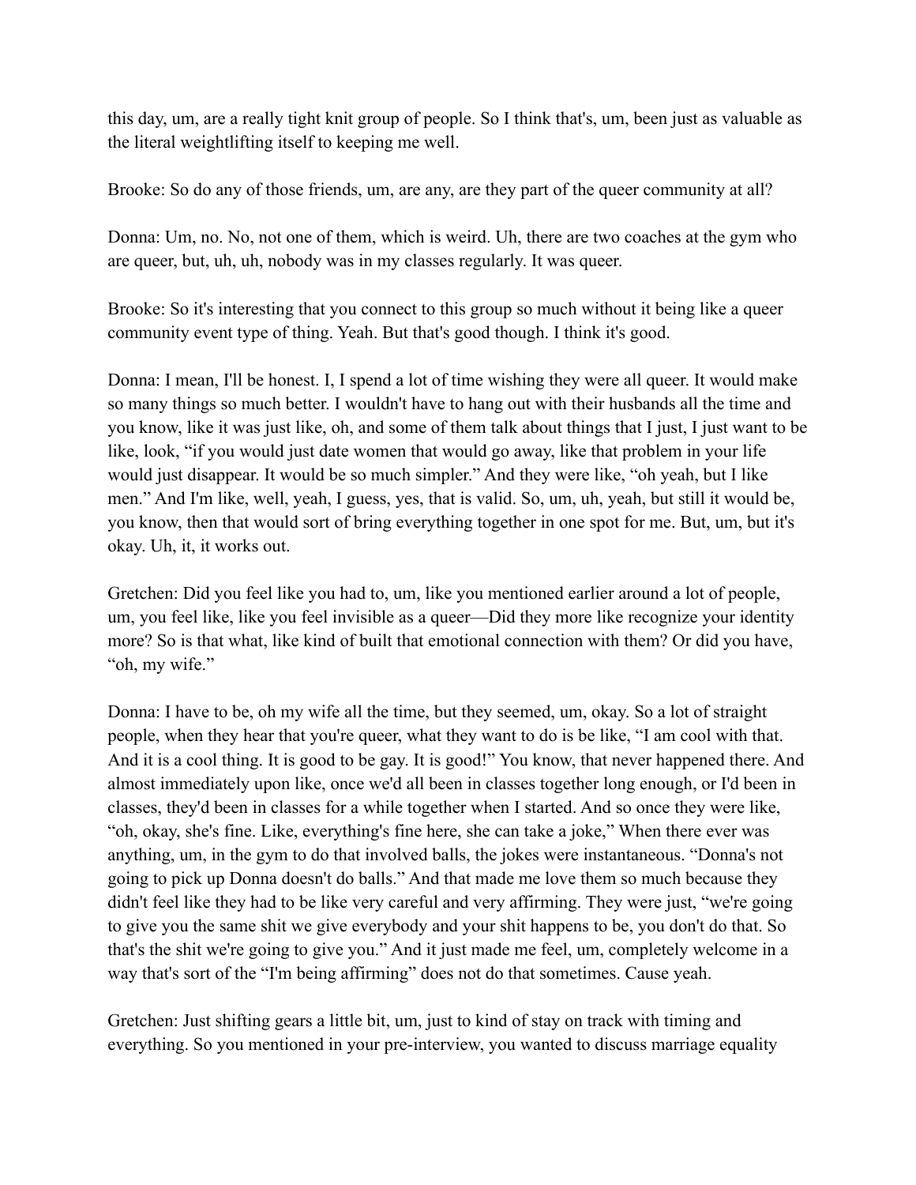this day, um, are a really tight knit group of people. So I think that's, um, been just as valuable as the literal weightlifting itself to keeping me well.

Brooke: So do any of those friends, um, are any, are they part of the queer community at all?

Donna: Um, no. No, not one of them, which is weird. Uh, there are two coaches at the gym who are queer, but, uh, uh, nobody was in my classes regularly. It was queer.

Brooke: So it's interesting that you connect to this group so much without it being like a queer community event type of thing. Yeah. But that's good though. I think it's good.

Donna: I mean, I'll be honest. I, I spend a lot of time wishing they were all queer. It would make so many things so much better. I wouldn't have to hang out with their husbands all the time and you know, like it was just like, oh, and some of them talk about things that I just, I just want to be like, look, "if you would just date women that would go away, like that problem in your life would just disappear. It would be so much simpler." And they were like, "oh yeah, but I like men." And I'm like, well, yeah, I guess, yes, that is valid. So, um, uh, yeah, but still it would be, you know, then that would sort of bring everything together in one spot for me. But, um, but it's okay. Uh, it, it works out.

Gretchen: Did you feel like you had to, um, like you mentioned earlier around a lot of people, um, you feel like, like you feel invisible as a queer—Did they more like recognize your identity more? So is that what, like kind of built that emotional connection with them? Or did you have, "oh, my wife."

Donna: I have to be, oh my wife all the time, but they seemed, um, okay. So a lot of straight people, when they hear that you're queer, what they want to do is be like, "I am cool with that. And it is a cool thing. It is good to be gay. It is good!" You know, that never happened there. And almost immediately upon like, once we'd all been in classes together long enough, or I'd been in classes, they'd been in classes for a while together when I started. And so once they were like, "oh, okay, she's fine. Like, everything's fine here, she can take a joke," When there ever was anything, um, in the gym to do that involved balls, the jokes were instantaneous. "Donna's not going to pick up Donna doesn't do balls." And that made me love them so much because they didn't feel like they had to be like very careful and very affirming. They were just, "we're going to give you the same shit we give everybody and your shit happens to be, you don't do that. So that's the shit we're going to give you." And it just made me feel, um, completely welcome in a way that's sort of the "I'm being affirming" does not do that sometimes. Cause yeah.

Gretchen: Just shifting gears a little bit, um, just to kind of stay on track with timing and everything. So you mentioned in your pre-interview, you wanted to discuss marriage equality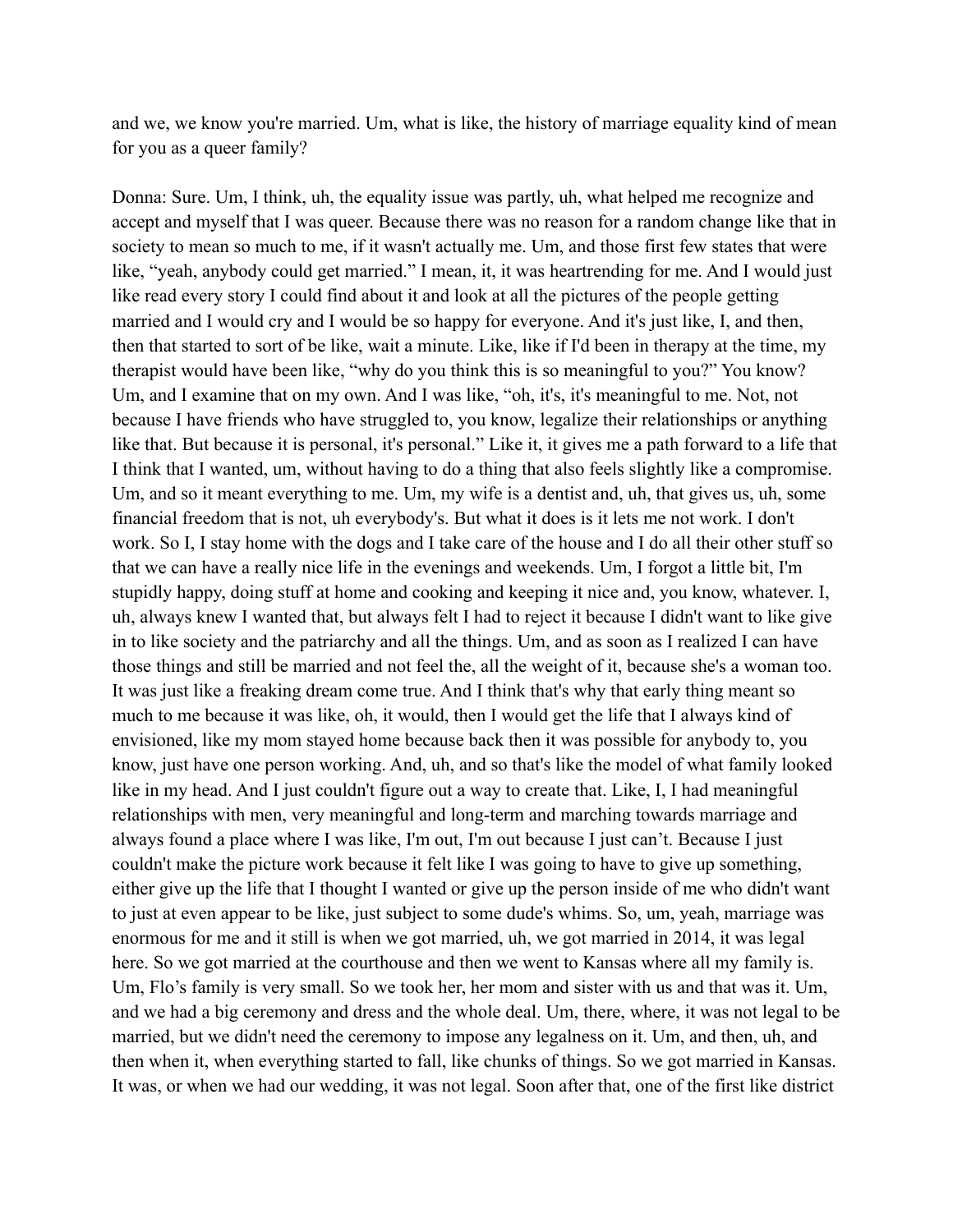and we, we know you're married. Um, what is like, the history of marriage equality kind of mean for you as a queer family?

Donna: Sure. Um, I think, uh, the equality issue was partly, uh, what helped me recognize and accept and myself that I was queer. Because there was no reason for a random change like that in society to mean so much to me, if it wasn't actually me. Um, and those first few states that were like, "yeah, anybody could get married." I mean, it, it was heartrending for me. And I would just like read every story I could find about it and look at all the pictures of the people getting married and I would cry and I would be so happy for everyone. And it's just like, I, and then, then that started to sort of be like, wait a minute. Like, like if I'd been in therapy at the time, my therapist would have been like, "why do you think this is so meaningful to you?" You know? Um, and I examine that on my own. And I was like, "oh, it's, it's meaningful to me. Not, not because I have friends who have struggled to, you know, legalize their relationships or anything like that. But because it is personal, it's personal." Like it, it gives me a path forward to a life that I think that I wanted, um, without having to do a thing that also feels slightly like a compromise. Um, and so it meant everything to me. Um, my wife is a dentist and, uh, that gives us, uh, some financial freedom that is not, uh everybody's. But what it does is it lets me not work. I don't work. So I, I stay home with the dogs and I take care of the house and I do all their other stuff so that we can have a really nice life in the evenings and weekends. Um, I forgot a little bit, I'm stupidly happy, doing stuff at home and cooking and keeping it nice and, you know, whatever. I, uh, always knew I wanted that, but always felt I had to reject it because I didn't want to like give in to like society and the patriarchy and all the things. Um, and as soon as I realized I can have those things and still be married and not feel the, all the weight of it, because she's a woman too. It was just like a freaking dream come true. And I think that's why that early thing meant so much to me because it was like, oh, it would, then I would get the life that I always kind of envisioned, like my mom stayed home because back then it was possible for anybody to, you know, just have one person working. And, uh, and so that's like the model of what family looked like in my head. And I just couldn't figure out a way to create that. Like, I, I had meaningful relationships with men, very meaningful and long-term and marching towards marriage and always found a place where I was like, I'm out, I'm out because I just can't. Because I just couldn't make the picture work because it felt like I was going to have to give up something, either give up the life that I thought I wanted or give up the person inside of me who didn't want to just at even appear to be like, just subject to some dude's whims. So, um, yeah, marriage was enormous for me and it still is when we got married, uh, we got married in 2014, it was legal here. So we got married at the courthouse and then we went to Kansas where all my family is. Um, Flo's family is very small. So we took her, her mom and sister with us and that was it. Um, and we had a big ceremony and dress and the whole deal. Um, there, where, it was not legal to be married, but we didn't need the ceremony to impose any legalness on it. Um, and then, uh, and then when it, when everything started to fall, like chunks of things. So we got married in Kansas. It was, or when we had our wedding, it was not legal. Soon after that, one of the first like district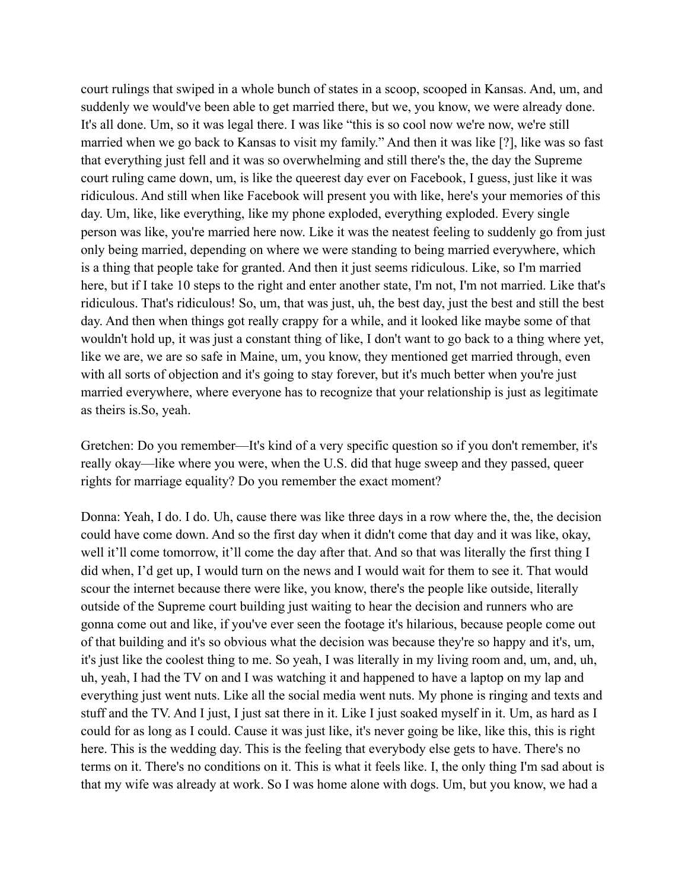court rulings that swiped in a whole bunch of states in a scoop, scooped in Kansas. And, um, and suddenly we would've been able to get married there, but we, you know, we were already done. It's all done. Um, so it was legal there. I was like "this is so cool now we're now, we're still married when we go back to Kansas to visit my family." And then it was like [?], like was so fast that everything just fell and it was so overwhelming and still there's the, the day the Supreme court ruling came down, um, is like the queerest day ever on Facebook, I guess, just like it was ridiculous. And still when like Facebook will present you with like, here's your memories of this day. Um, like, like everything, like my phone exploded, everything exploded. Every single person was like, you're married here now. Like it was the neatest feeling to suddenly go from just only being married, depending on where we were standing to being married everywhere, which is a thing that people take for granted. And then it just seems ridiculous. Like, so I'm married here, but if I take 10 steps to the right and enter another state, I'm not, I'm not married. Like that's ridiculous. That's ridiculous! So, um, that was just, uh, the best day, just the best and still the best day. And then when things got really crappy for a while, and it looked like maybe some of that wouldn't hold up, it was just a constant thing of like, I don't want to go back to a thing where yet, like we are, we are so safe in Maine, um, you know, they mentioned get married through, even with all sorts of objection and it's going to stay forever, but it's much better when you're just married everywhere, where everyone has to recognize that your relationship is just as legitimate as theirs is.So, yeah.

Gretchen: Do you remember—It's kind of a very specific question so if you don't remember, it's really okay—like where you were, when the U.S. did that huge sweep and they passed, queer rights for marriage equality? Do you remember the exact moment?

Donna: Yeah, I do. I do. Uh, cause there was like three days in a row where the, the, the decision could have come down. And so the first day when it didn't come that day and it was like, okay, well it'll come tomorrow, it'll come the day after that. And so that was literally the first thing I did when, I'd get up, I would turn on the news and I would wait for them to see it. That would scour the internet because there were like, you know, there's the people like outside, literally outside of the Supreme court building just waiting to hear the decision and runners who are gonna come out and like, if you've ever seen the footage it's hilarious, because people come out of that building and it's so obvious what the decision was because they're so happy and it's, um, it's just like the coolest thing to me. So yeah, I was literally in my living room and, um, and, uh, uh, yeah, I had the TV on and I was watching it and happened to have a laptop on my lap and everything just went nuts. Like all the social media went nuts. My phone is ringing and texts and stuff and the TV. And I just, I just sat there in it. Like I just soaked myself in it. Um, as hard as I could for as long as I could. Cause it was just like, it's never going be like, like this, this is right here. This is the wedding day. This is the feeling that everybody else gets to have. There's no terms on it. There's no conditions on it. This is what it feels like. I, the only thing I'm sad about is that my wife was already at work. So I was home alone with dogs. Um, but you know, we had a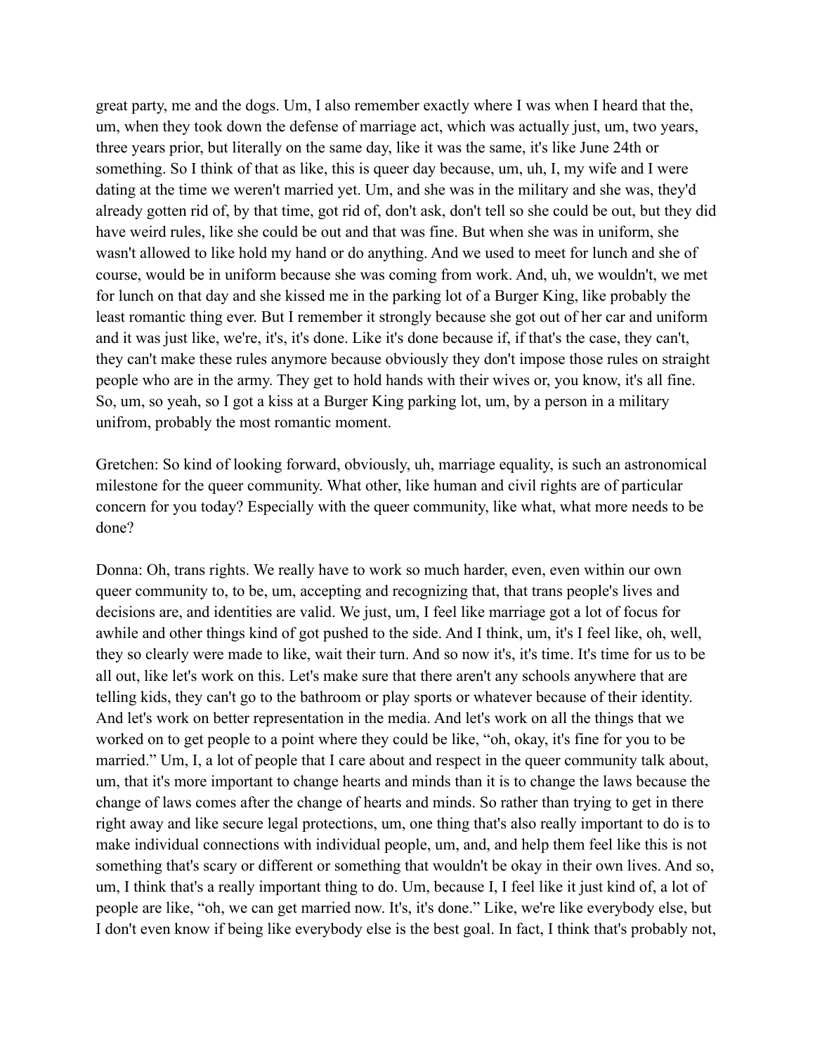great party, me and the dogs. Um, I also remember exactly where I was when I heard that the, um, when they took down the defense of marriage act, which was actually just, um, two years, three years prior, but literally on the same day, like it was the same, it's like June 24th or something. So I think of that as like, this is queer day because, um, uh, I, my wife and I were dating at the time we weren't married yet. Um, and she was in the military and she was, they'd already gotten rid of, by that time, got rid of, don't ask, don't tell so she could be out, but they did have weird rules, like she could be out and that was fine. But when she was in uniform, she wasn't allowed to like hold my hand or do anything. And we used to meet for lunch and she of course, would be in uniform because she was coming from work. And, uh, we wouldn't, we met for lunch on that day and she kissed me in the parking lot of a Burger King, like probably the least romantic thing ever. But I remember it strongly because she got out of her car and uniform and it was just like, we're, it's, it's done. Like it's done because if, if that's the case, they can't, they can't make these rules anymore because obviously they don't impose those rules on straight people who are in the army. They get to hold hands with their wives or, you know, it's all fine. So, um, so yeah, so I got a kiss at a Burger King parking lot, um, by a person in a military unifrom, probably the most romantic moment.

Gretchen: So kind of looking forward, obviously, uh, marriage equality, is such an astronomical milestone for the queer community. What other, like human and civil rights are of particular concern for you today? Especially with the queer community, like what, what more needs to be done?

Donna: Oh, trans rights. We really have to work so much harder, even, even within our own queer community to, to be, um, accepting and recognizing that, that trans people's lives and decisions are, and identities are valid. We just, um, I feel like marriage got a lot of focus for awhile and other things kind of got pushed to the side. And I think, um, it's I feel like, oh, well, they so clearly were made to like, wait their turn. And so now it's, it's time. It's time for us to be all out, like let's work on this. Let's make sure that there aren't any schools anywhere that are telling kids, they can't go to the bathroom or play sports or whatever because of their identity. And let's work on better representation in the media. And let's work on all the things that we worked on to get people to a point where they could be like, "oh, okay, it's fine for you to be married." Um, I, a lot of people that I care about and respect in the queer community talk about, um, that it's more important to change hearts and minds than it is to change the laws because the change of laws comes after the change of hearts and minds. So rather than trying to get in there right away and like secure legal protections, um, one thing that's also really important to do is to make individual connections with individual people, um, and, and help them feel like this is not something that's scary or different or something that wouldn't be okay in their own lives. And so, um, I think that's a really important thing to do. Um, because I, I feel like it just kind of, a lot of people are like, "oh, we can get married now. It's, it's done." Like, we're like everybody else, but I don't even know if being like everybody else is the best goal. In fact, I think that's probably not,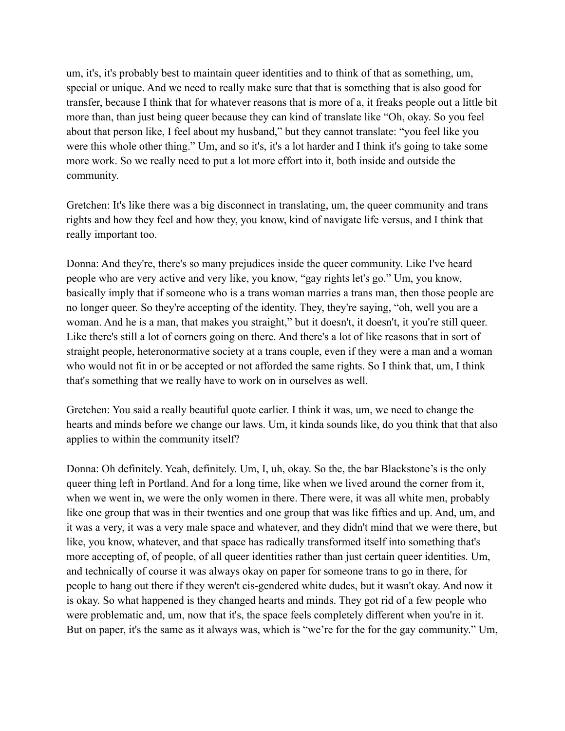um, it's, it's probably best to maintain queer identities and to think of that as something, um, special or unique. And we need to really make sure that that is something that is also good for transfer, because I think that for whatever reasons that is more of a, it freaks people out a little bit more than, than just being queer because they can kind of translate like "Oh, okay. So you feel about that person like, I feel about my husband," but they cannot translate: "you feel like you were this whole other thing." Um, and so it's, it's a lot harder and I think it's going to take some more work. So we really need to put a lot more effort into it, both inside and outside the community.

Gretchen: It's like there was a big disconnect in translating, um, the queer community and trans rights and how they feel and how they, you know, kind of navigate life versus, and I think that really important too.

Donna: And they're, there's so many prejudices inside the queer community. Like I've heard people who are very active and very like, you know, "gay rights let's go." Um, you know, basically imply that if someone who is a trans woman marries a trans man, then those people are no longer queer. So they're accepting of the identity. They, they're saying, "oh, well you are a woman. And he is a man, that makes you straight," but it doesn't, it doesn't, it you're still queer. Like there's still a lot of corners going on there. And there's a lot of like reasons that in sort of straight people, heteronormative society at a trans couple, even if they were a man and a woman who would not fit in or be accepted or not afforded the same rights. So I think that, um, I think that's something that we really have to work on in ourselves as well.

Gretchen: You said a really beautiful quote earlier. I think it was, um, we need to change the hearts and minds before we change our laws. Um, it kinda sounds like, do you think that that also applies to within the community itself?

Donna: Oh definitely. Yeah, definitely. Um, I, uh, okay. So the, the bar Blackstone's is the only queer thing left in Portland. And for a long time, like when we lived around the corner from it, when we went in, we were the only women in there. There were, it was all white men, probably like one group that was in their twenties and one group that was like fifties and up. And, um, and it was a very, it was a very male space and whatever, and they didn't mind that we were there, but like, you know, whatever, and that space has radically transformed itself into something that's more accepting of, of people, of all queer identities rather than just certain queer identities. Um, and technically of course it was always okay on paper for someone trans to go in there, for people to hang out there if they weren't cis-gendered white dudes, but it wasn't okay. And now it is okay. So what happened is they changed hearts and minds. They got rid of a few people who were problematic and, um, now that it's, the space feels completely different when you're in it. But on paper, it's the same as it always was, which is "we're for the for the gay community." Um,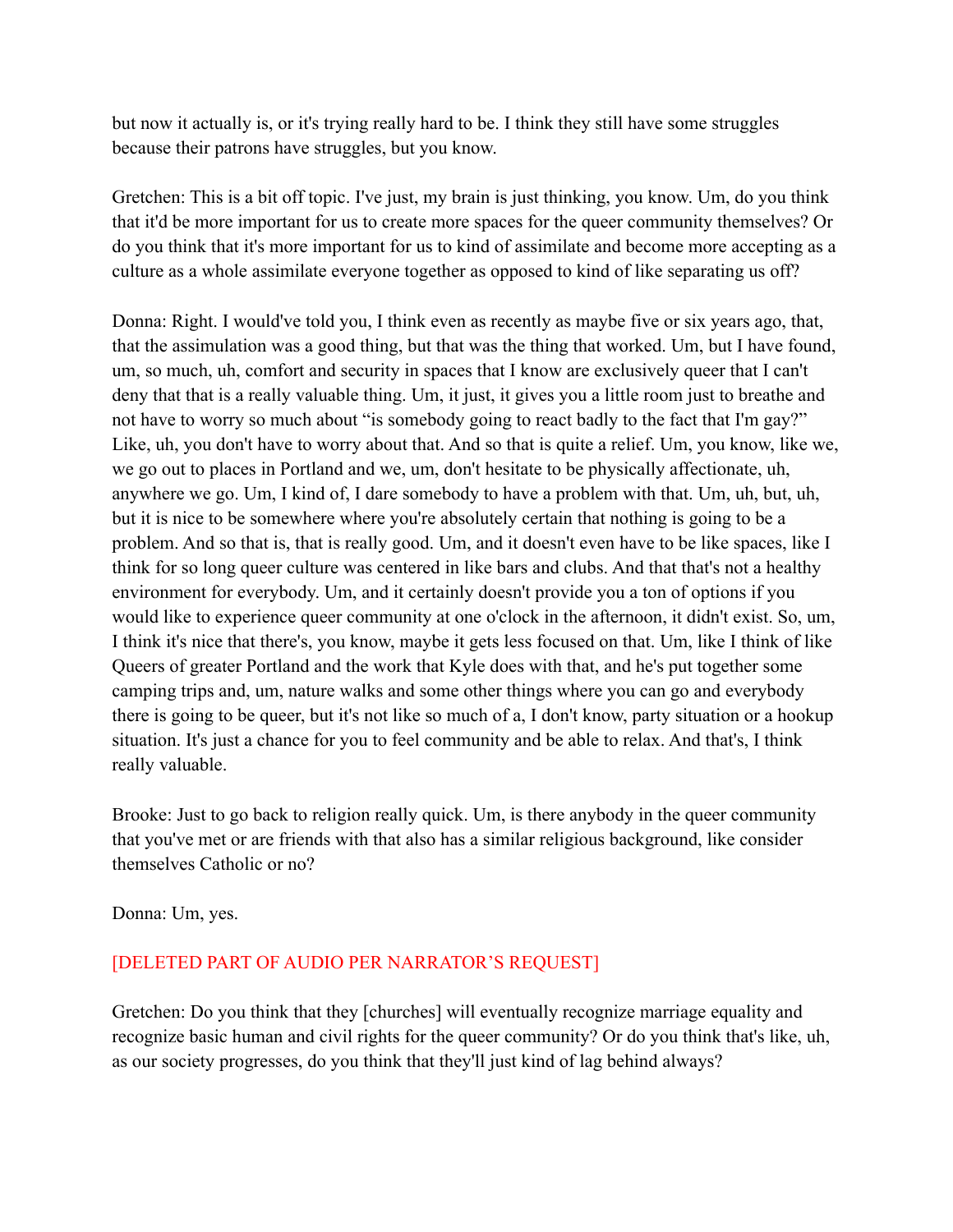but now it actually is, or it's trying really hard to be. I think they still have some struggles because their patrons have struggles, but you know.

Gretchen: This is a bit off topic. I've just, my brain is just thinking, you know. Um, do you think that it'd be more important for us to create more spaces for the queer community themselves? Or do you think that it's more important for us to kind of assimilate and become more accepting as a culture as a whole assimilate everyone together as opposed to kind of like separating us off?

Donna: Right. I would've told you, I think even as recently as maybe five or six years ago, that, that the assimulation was a good thing, but that was the thing that worked. Um, but I have found, um, so much, uh, comfort and security in spaces that I know are exclusively queer that I can't deny that that is a really valuable thing. Um, it just, it gives you a little room just to breathe and not have to worry so much about "is somebody going to react badly to the fact that I'm gay?" Like, uh, you don't have to worry about that. And so that is quite a relief. Um, you know, like we, we go out to places in Portland and we, um, don't hesitate to be physically affectionate, uh, anywhere we go. Um, I kind of, I dare somebody to have a problem with that. Um, uh, but, uh, but it is nice to be somewhere where you're absolutely certain that nothing is going to be a problem. And so that is, that is really good. Um, and it doesn't even have to be like spaces, like I think for so long queer culture was centered in like bars and clubs. And that that's not a healthy environment for everybody. Um, and it certainly doesn't provide you a ton of options if you would like to experience queer community at one o'clock in the afternoon, it didn't exist. So, um, I think it's nice that there's, you know, maybe it gets less focused on that. Um, like I think of like Queers of greater Portland and the work that Kyle does with that, and he's put together some camping trips and, um, nature walks and some other things where you can go and everybody there is going to be queer, but it's not like so much of a, I don't know, party situation or a hookup situation. It's just a chance for you to feel community and be able to relax. And that's, I think really valuable.

Brooke: Just to go back to religion really quick. Um, is there anybody in the queer community that you've met or are friends with that also has a similar religious background, like consider themselves Catholic or no?

Donna: Um, yes.

[DELETED PART OF AUDIO PER NARRATOR'S REQUEST]

Gretchen: Do you think that they [churches] will eventually recognize marriage equality and recognize basic human and civil rights for the queer community? Or do you think that's like, uh, as our society progresses, do you think that they'll just kind of lag behind always?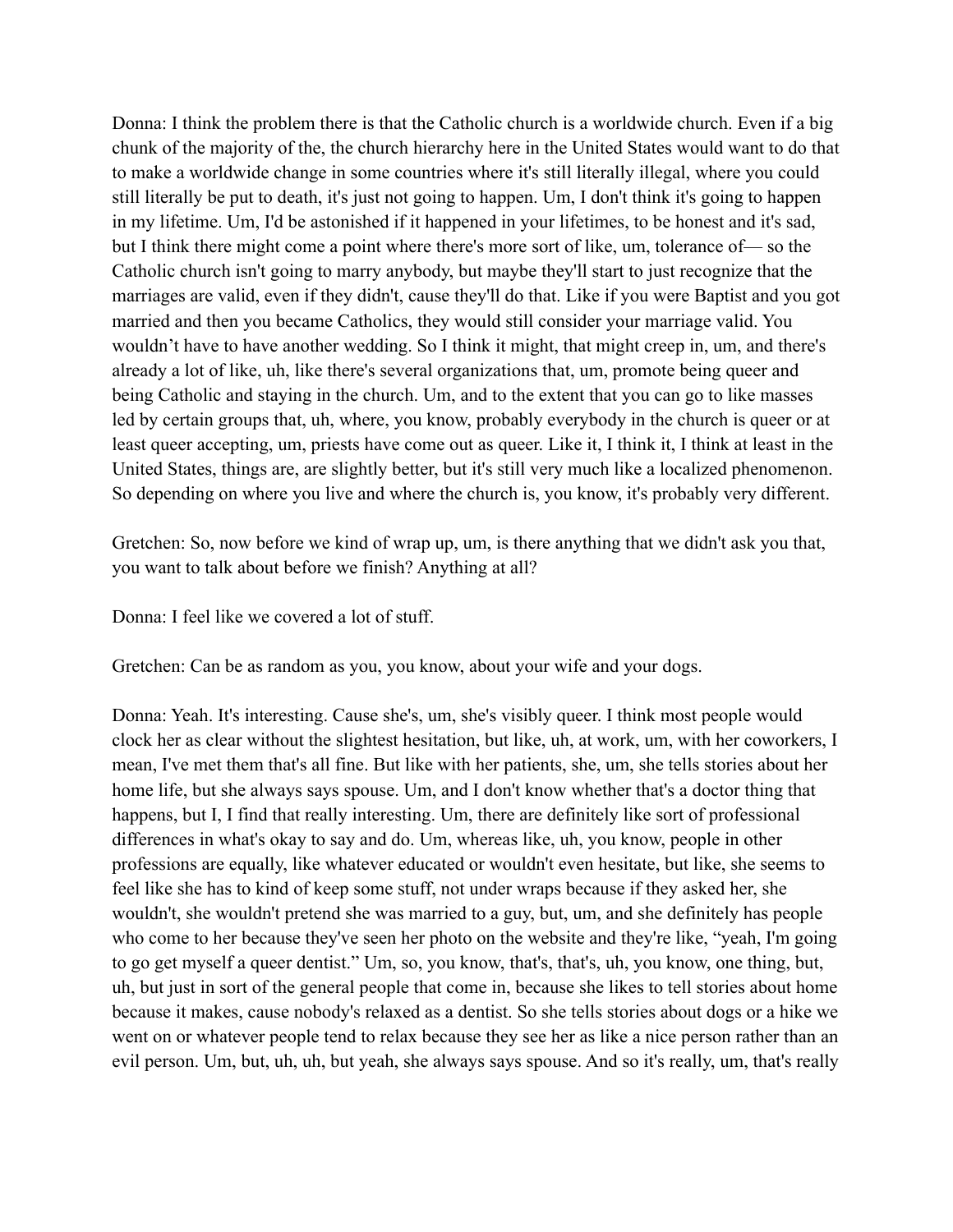Donna: I think the problem there is that the Catholic church is a worldwide church. Even if a big chunk of the majority of the, the church hierarchy here in the United States would want to do that to make a worldwide change in some countries where it's still literally illegal, where you could still literally be put to death, it's just not going to happen. Um, I don't think it's going to happen in my lifetime. Um, I'd be astonished if it happened in your lifetimes, to be honest and it's sad, but I think there might come a point where there's more sort of like, um, tolerance of— so the Catholic church isn't going to marry anybody, but maybe they'll start to just recognize that the marriages are valid, even if they didn't, cause they'll do that. Like if you were Baptist and you got married and then you became Catholics, they would still consider your marriage valid. You wouldn't have to have another wedding. So I think it might, that might creep in, um, and there's already a lot of like, uh, like there's several organizations that, um, promote being queer and being Catholic and staying in the church. Um, and to the extent that you can go to like masses led by certain groups that, uh, where, you know, probably everybody in the church is queer or at least queer accepting, um, priests have come out as queer. Like it, I think it, I think at least in the United States, things are, are slightly better, but it's still very much like a localized phenomenon. So depending on where you live and where the church is, you know, it's probably very different.

Gretchen: So, now before we kind of wrap up, um, is there anything that we didn't ask you that, you want to talk about before we finish? Anything at all?

Donna: I feel like we covered a lot of stuff.

Gretchen: Can be as random as you, you know, about your wife and your dogs.

Donna: Yeah. It's interesting. Cause she's, um, she's visibly queer. I think most people would clock her as clear without the slightest hesitation, but like, uh, at work, um, with her coworkers, I mean, I've met them that's all fine. But like with her patients, she, um, she tells stories about her home life, but she always says spouse. Um, and I don't know whether that's a doctor thing that happens, but I, I find that really interesting. Um, there are definitely like sort of professional differences in what's okay to say and do. Um, whereas like, uh, you know, people in other professions are equally, like whatever educated or wouldn't even hesitate, but like, she seems to feel like she has to kind of keep some stuff, not under wraps because if they asked her, she wouldn't, she wouldn't pretend she was married to a guy, but, um, and she definitely has people who come to her because they've seen her photo on the website and they're like, "yeah, I'm going to go get myself a queer dentist." Um, so, you know, that's, that's, uh, you know, one thing, but, uh, but just in sort of the general people that come in, because she likes to tell stories about home because it makes, cause nobody's relaxed as a dentist. So she tells stories about dogs or a hike we went on or whatever people tend to relax because they see her as like a nice person rather than an evil person. Um, but, uh, uh, but yeah, she always says spouse. And so it's really, um, that's really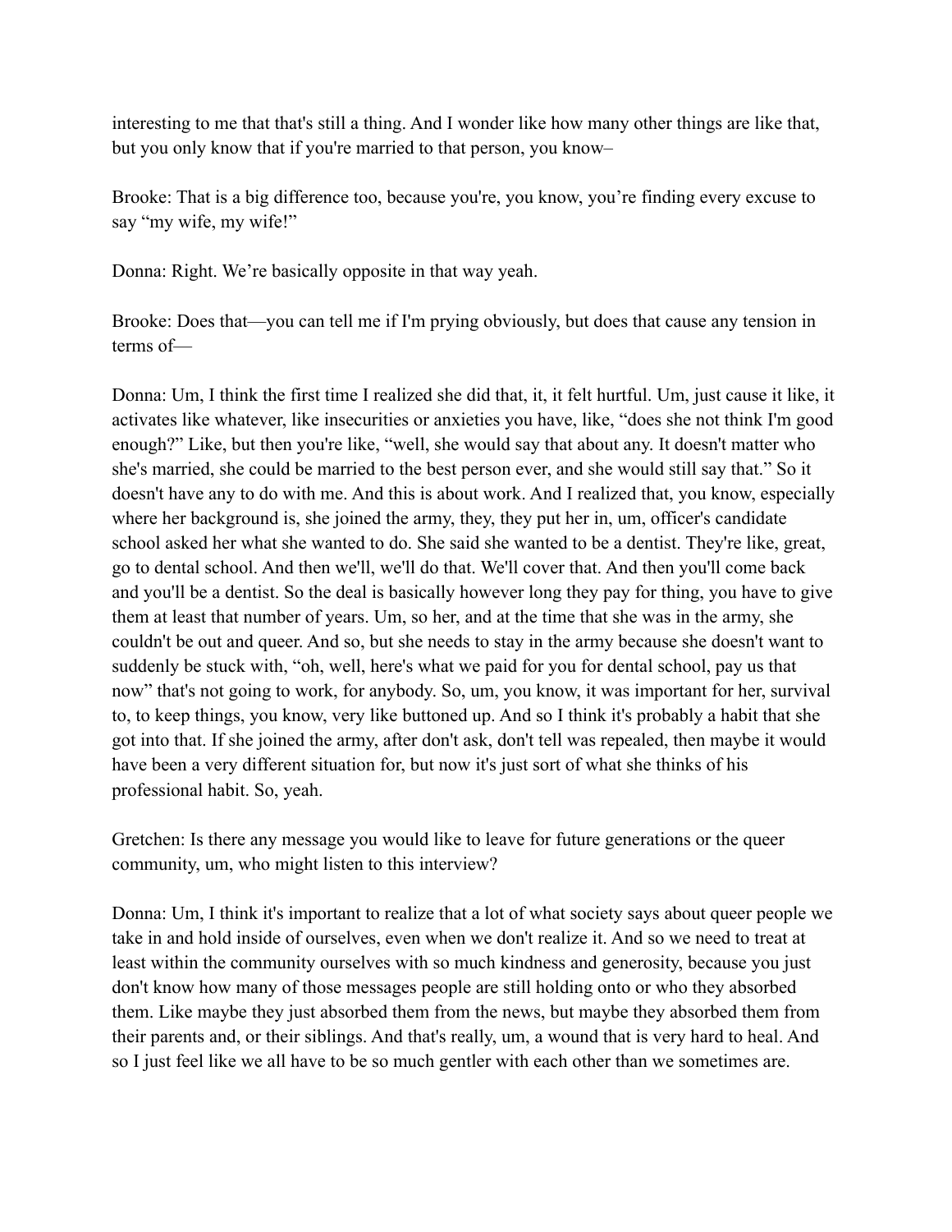interesting to me that that's still a thing. And I wonder like how many other things are like that, but you only know that if you're married to that person, you know–

Brooke: That is a big difference too, because you're, you know, you're finding every excuse to say "my wife, my wife!"

Donna: Right. We're basically opposite in that way yeah.

Brooke: Does that—you can tell me if I'm prying obviously, but does that cause any tension in terms of—

Donna: Um, I think the first time I realized she did that, it, it felt hurtful. Um, just cause it like, it activates like whatever, like insecurities or anxieties you have, like, "does she not think I'm good enough?" Like, but then you're like, "well, she would say that about any. It doesn't matter who she's married, she could be married to the best person ever, and she would still say that." So it doesn't have any to do with me. And this is about work. And I realized that, you know, especially where her background is, she joined the army, they, they put her in, um, officer's candidate school asked her what she wanted to do. She said she wanted to be a dentist. They're like, great, go to dental school. And then we'll, we'll do that. We'll cover that. And then you'll come back and you'll be a dentist. So the deal is basically however long they pay for thing, you have to give them at least that number of years. Um, so her, and at the time that she was in the army, she couldn't be out and queer. And so, but she needs to stay in the army because she doesn't want to suddenly be stuck with, "oh, well, here's what we paid for you for dental school, pay us that now" that's not going to work, for anybody. So, um, you know, it was important for her, survival to, to keep things, you know, very like buttoned up. And so I think it's probably a habit that she got into that. If she joined the army, after don't ask, don't tell was repealed, then maybe it would have been a very different situation for, but now it's just sort of what she thinks of his professional habit. So, yeah.

Gretchen: Is there any message you would like to leave for future generations or the queer community, um, who might listen to this interview?

Donna: Um, I think it's important to realize that a lot of what society says about queer people we take in and hold inside of ourselves, even when we don't realize it. And so we need to treat at least within the community ourselves with so much kindness and generosity, because you just don't know how many of those messages people are still holding onto or who they absorbed them. Like maybe they just absorbed them from the news, but maybe they absorbed them from their parents and, or their siblings. And that's really, um, a wound that is very hard to heal. And so I just feel like we all have to be so much gentler with each other than we sometimes are.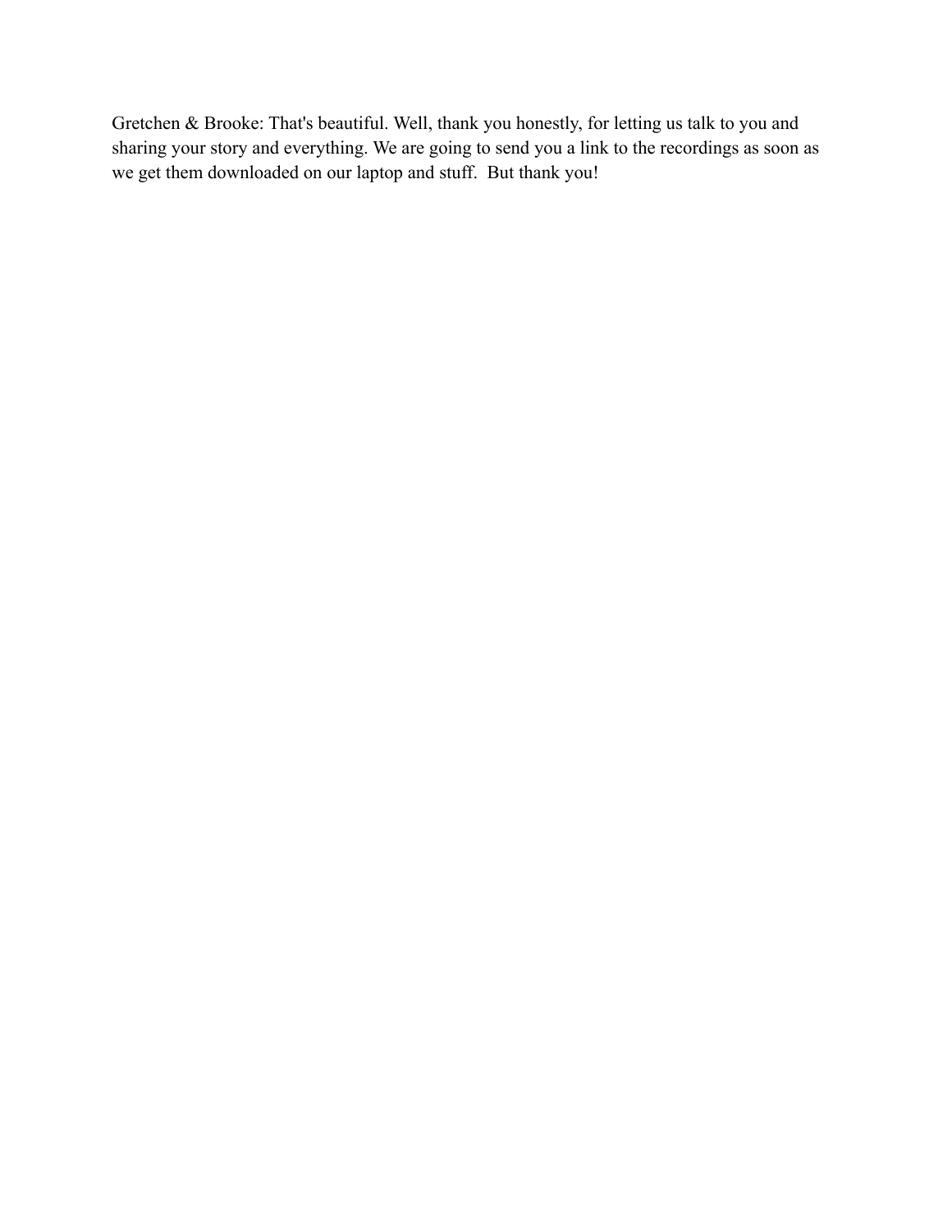Gretchen & Brooke: That's beautiful. Well, thank you honestly, for letting us talk to you and sharing your story and everything. We are going to send you a link to the recordings as soon as we get them downloaded on our laptop and stuff. But thank you!